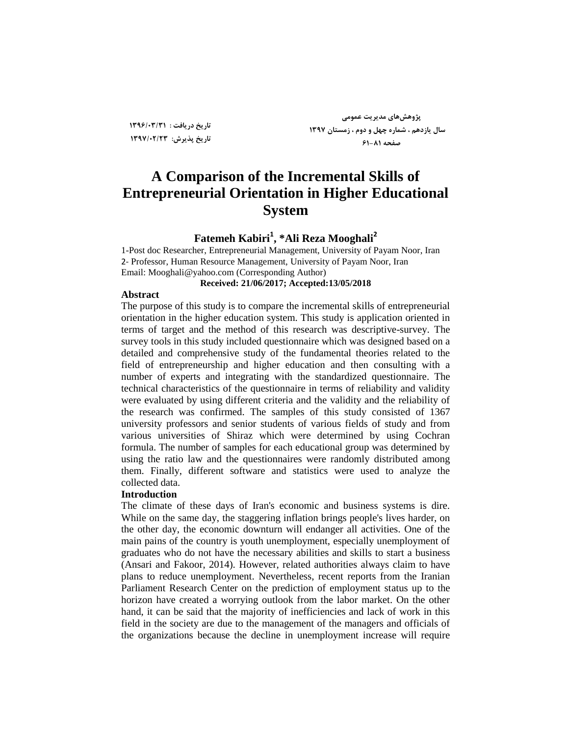تاریخ دریافت : ۱۳۹۶/۰۳/۳۱
تاریخ پذیرش: ۱۳۹۷/۰۲/۲۳

پژوهش‌های مدیریت عمومی
سال یازدهم ، شماره چهل و دوم ، زمستان ۱۳۹۷
صفحه ۸۱-۶۱

# A Comparison of the Incremental Skills of Entrepreneurial Orientation in Higher Educational System

**Fatemeh Kabiri[1], *Ali Reza Mooghali[2]**

1-Post doc Researcher, Entrepreneurial Management, University of Payam Noor, Iran
2- Professor, Human Resource Management, University of Payam Noor, Iran
Email: Mooghali@yahoo.com (Corresponding Author)

**Received: 21/06/2017; Accepted:13/05/2018**

## Abstract

The purpose of this study is to compare the incremental skills of entrepreneurial orientation in the higher education system. This study is application oriented in terms of target and the method of this research was descriptive-survey. The survey tools in this study included questionnaire which was designed based on a detailed and comprehensive study of the fundamental theories related to the field of entrepreneurship and higher education and then consulting with a number of experts and integrating with the standardized questionnaire. The technical characteristics of the questionnaire in terms of reliability and validity were evaluated by using different criteria and the validity and the reliability of the research was confirmed. The samples of this study consisted of 1367 university professors and senior students of various fields of study and from various universities of Shiraz which were determined by using Cochran formula. The number of samples for each educational group was determined by using the ratio law and the questionnaires were randomly distributed among them. Finally, different software and statistics were used to analyze the collected data.

## Introduction

The climate of these days of Iran's economic and business systems is dire. While on the same day, the staggering inflation brings people's lives harder, on the other day, the economic downturn will endanger all activities. One of the main pains of the country is youth unemployment, especially unemployment of graduates who do not have the necessary abilities and skills to start a business (Ansari and Fakoor, 2014). However, related authorities always claim to have plans to reduce unemployment. Nevertheless, recent reports from the Iranian Parliament Research Center on the prediction of employment status up to the horizon have created a worrying outlook from the labor market. On the other hand, it can be said that the majority of inefficiencies and lack of work in this field in the society are due to the management of the managers and officials of the organizations because the decline in unemployment increase will require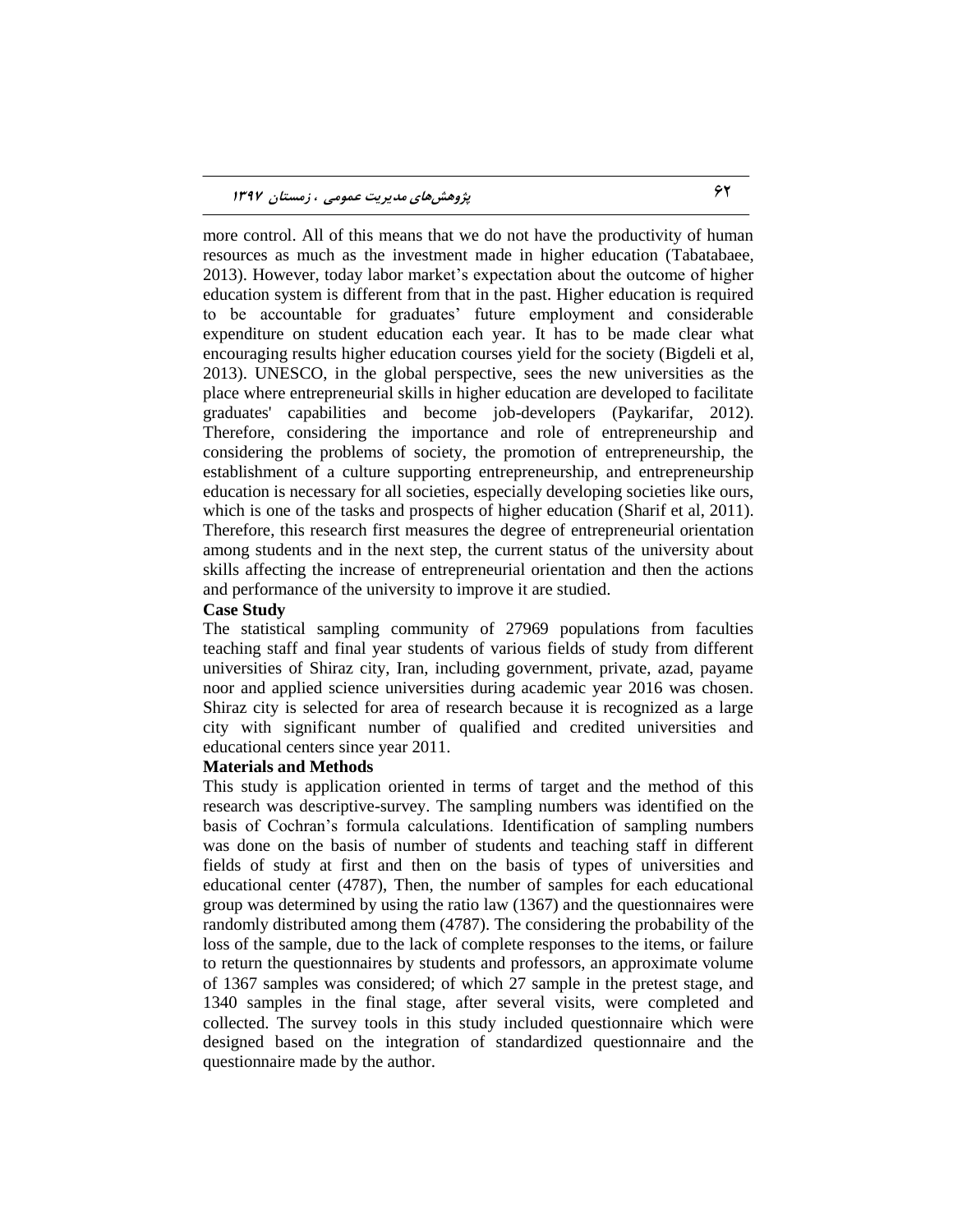more control. All of this means that we do not have the productivity of human resources as much as the investment made in higher education (Tabatabaee, 2013). However, today labor market's expectation about the outcome of higher education system is different from that in the past. Higher education is required to be accountable for graduates' future employment and considerable expenditure on student education each year. It has to be made clear what encouraging results higher education courses yield for the society (Bigdeli et al, 2013). UNESCO, in the global perspective, sees the new universities as the place where entrepreneurial skills in higher education are developed to facilitate graduates' capabilities and become job-developers (Paykarifar, 2012). Therefore, considering the importance and role of entrepreneurship and considering the problems of society, the promotion of entrepreneurship, the establishment of a culture supporting entrepreneurship, and entrepreneurship education is necessary for all societies, especially developing societies like ours, which is one of the tasks and prospects of higher education (Sharif et al, 2011). Therefore, this research first measures the degree of entrepreneurial orientation among students and in the next step, the current status of the university about skills affecting the increase of entrepreneurial orientation and then the actions and performance of the university to improve it are studied.

**Case Study**

The statistical sampling community of 27969 populations from faculties teaching staff and final year students of various fields of study from different universities of Shiraz city, Iran, including government, private, azad, payame noor and applied science universities during academic year 2016 was chosen. Shiraz city is selected for area of research because it is recognized as a large city with significant number of qualified and credited universities and educational centers since year 2011.

**Materials and Methods**

This study is application oriented in terms of target and the method of this research was descriptive-survey. The sampling numbers was identified on the basis of Cochran's formula calculations. Identification of sampling numbers was done on the basis of number of students and teaching staff in different fields of study at first and then on the basis of types of universities and educational center (4787), Then, the number of samples for each educational group was determined by using the ratio law (1367) and the questionnaires were randomly distributed among them (4787). The considering the probability of the loss of the sample, due to the lack of complete responses to the items, or failure to return the questionnaires by students and professors, an approximate volume of 1367 samples was considered; of which 27 sample in the pretest stage, and 1340 samples in the final stage, after several visits, were completed and collected. The survey tools in this study included questionnaire which were designed based on the integration of standardized questionnaire and the questionnaire made by the author.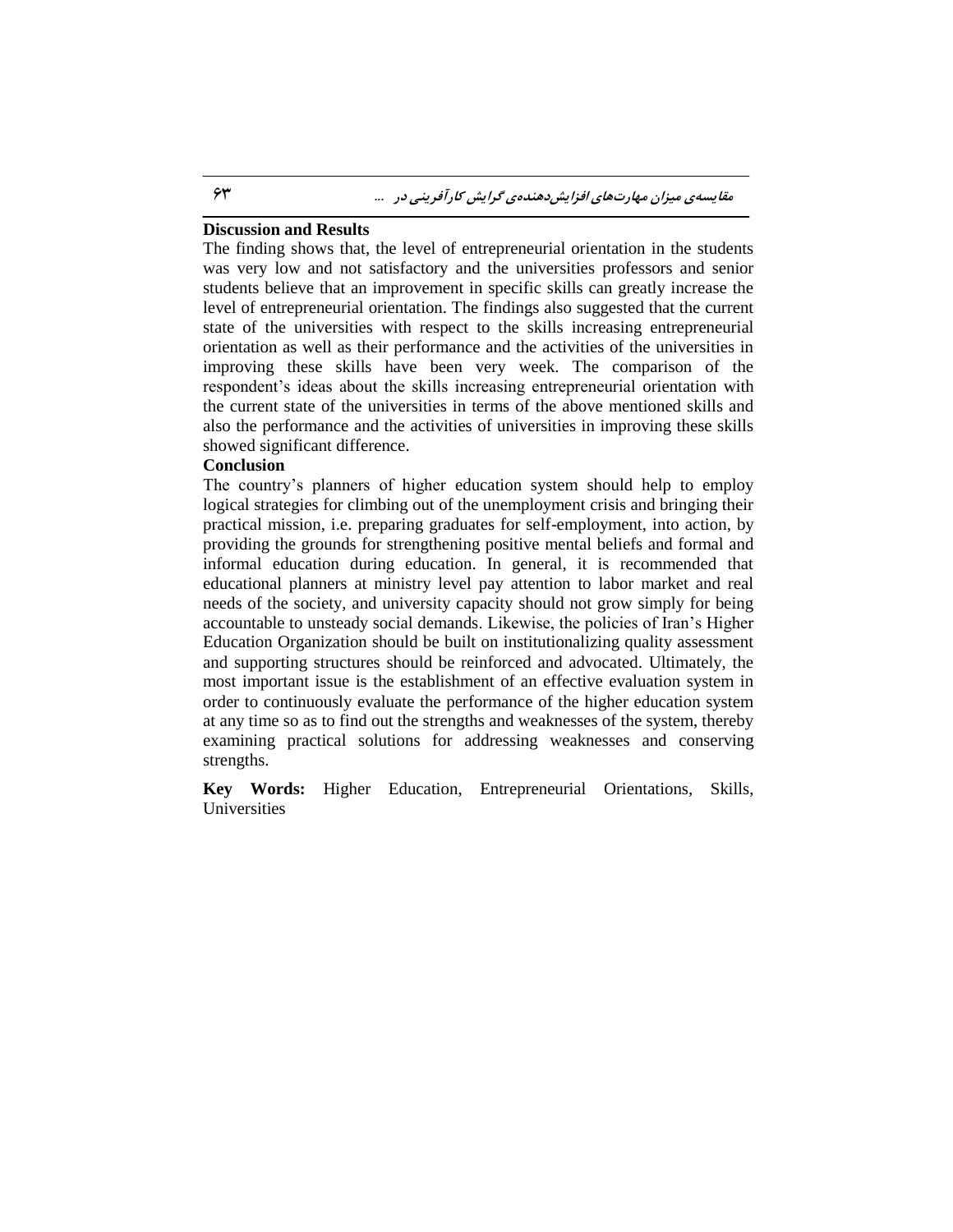**Discussion and Results**

The finding shows that, the level of entrepreneurial orientation in the students was very low and not satisfactory and the universities professors and senior students believe that an improvement in specific skills can greatly increase the level of entrepreneurial orientation. The findings also suggested that the current state of the universities with respect to the skills increasing entrepreneurial orientation as well as their performance and the activities of the universities in improving these skills have been very week. The comparison of the respondent's ideas about the skills increasing entrepreneurial orientation with the current state of the universities in terms of the above mentioned skills and also the performance and the activities of universities in improving these skills showed significant difference.

**Conclusion**

The country's planners of higher education system should help to employ logical strategies for climbing out of the unemployment crisis and bringing their practical mission, i.e. preparing graduates for self-employment, into action, by providing the grounds for strengthening positive mental beliefs and formal and informal education during education. In general, it is recommended that educational planners at ministry level pay attention to labor market and real needs of the society, and university capacity should not grow simply for being accountable to unsteady social demands. Likewise, the policies of Iran's Higher Education Organization should be built on institutionalizing quality assessment and supporting structures should be reinforced and advocated. Ultimately, the most important issue is the establishment of an effective evaluation system in order to continuously evaluate the performance of the higher education system at any time so as to find out the strengths and weaknesses of the system, thereby examining practical solutions for addressing weaknesses and conserving strengths.

**Key Words:** Higher Education, Entrepreneurial Orientations, Skills, Universities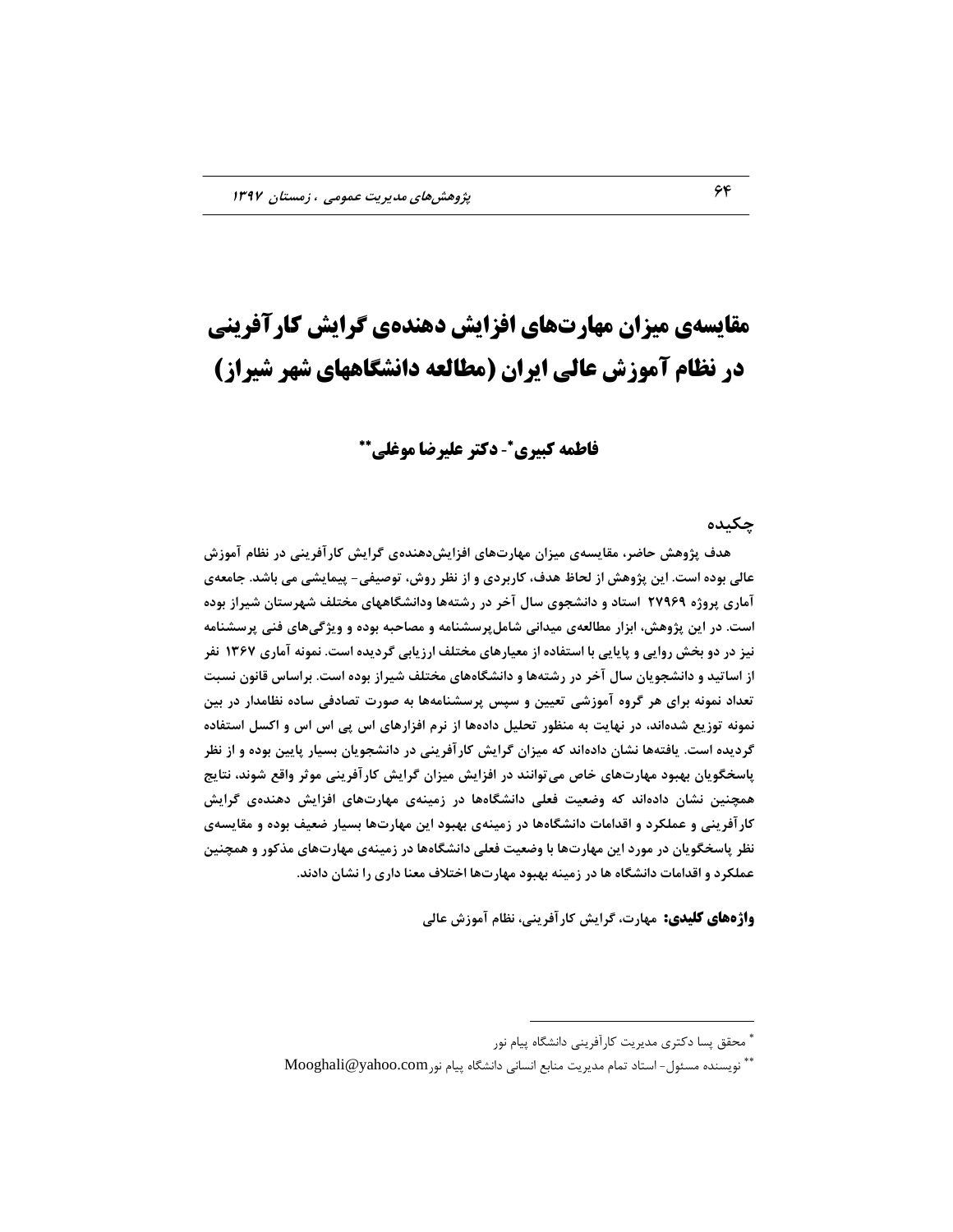# مقایسه‌ی میزان مهارت‌های افزایش دهنده‌ی گرایش کارآفرینی در نظام آموزش عالی ایران (مطالعه دانشگاههای شهر شیراز)

**فاطمه کبیری*- دکتر علیرضا موغلی****

## چکیده

هدف پژوهش حاضر، مقایسه‌ی میزان مهارت‌های افزایش‌دهنده‌ی گرایش کارآفرینی در نظام آموزش عالی بوده است. این پژوهش از لحاظ هدف، کاربردی و از نظر روش، توصیفی- پیمایشی می باشد. جامعه‌ی آماری پروژه ۲۷۹۶۹ استاد و دانشجوی سال آخر در رشته‌ها ودانشگاههای مختلف شهرستان شیراز بوده است. در این پژوهش، ابزار مطالعه‌ی میدانی شامل‌پرسشنامه و مصاحبه بوده و ویژگی‌های فنی پرسشنامه نیز در دو بخش روایی و پایایی با استفاده از معیارهای مختلف ارزیابی گردیده است. نمونه آماری ۱۳۶۷ نفر از اساتید و دانشجویان سال آخر در رشته‌ها و دانشگاه‌های مختلف شیراز بوده است. براساس قانون نسبت تعداد نمونه برای هر گروه آموزشی تعیین و سپس پرسشنامه‌ها به صورت تصادفی ساده نظامدار در بین نمونه توزیع شده‌اند، در نهایت به منظور تحلیل داده‌ها از نرم افزارهای اس پی اس اس و اکسل استفاده گردیده است. یافته‌ها نشان داده‌اند که میزان گرایش کارآفرینی در دانشجویان بسیار پایین بوده و از نظر پاسخگویان بهبود مهارت‌های خاص می‌توانند در افزایش میزان گرایش کارآفرینی موثر واقع شوند، نتایج همچنین نشان داده‌اند که وضعیت فعلی دانشگاه‌ها در زمینه‌ی مهارت‌های افزایش دهنده‌ی گرایش کارآفرینی و عملکرد و اقدامات دانشگاه‌ها در زمینه‌ی بهبود این مهارت‌ها بسیار ضعیف بوده و مقایسه‌ی نظر پاسخگویان در مورد این مهارت‌ها با وضعیت فعلی دانشگاه‌ها در زمینه‌ی مهارت‌های مذکور و همچنین عملکرد و اقدامات دانشگاه ها در زمینه بهبود مهارت‌ها اختلاف معنا داری را نشان دادند.

**واژه‌های کلیدی:** مهارت، گرایش کارآفرینی، نظام آموزش عالی

---

* محقق پسا دکتری مدیریت کارآفرینی دانشگاه پیام نور

** نویسنده مسئول- استاد تمام مدیریت منابع انسانی دانشگاه پیام نور Mooghali@yahoo.com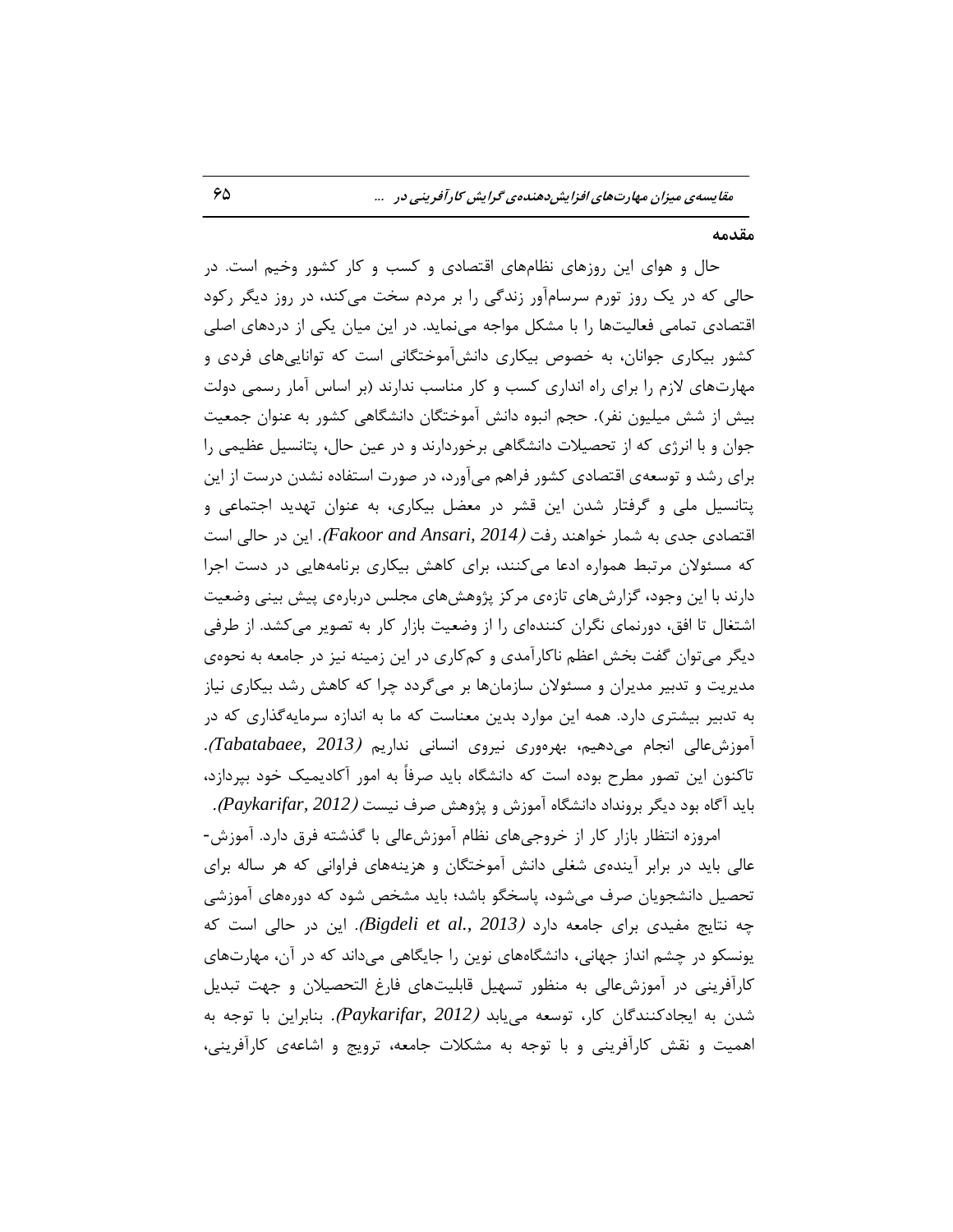## مقدمه

حال و هوای این روزهای نظام‌های اقتصادی و کسب و کار کشور وخیم است. در حالی که در یک روز تورم سرسام‌آور زندگی را بر مردم سخت می‌کند، در روز دیگر رکود اقتصادی تمامی فعالیت‌ها را با مشکل مواجه می‌نماید. در این میان یکی از دردهای اصلی کشور بیکاری جوانان، به خصوص بیکاری دانش‌آموختگانی است که توانایی‌های فردی و مهارت‌های لازم را برای راه اندازی کسب و کار مناسب ندارند (بر اساس آمار رسمی دولت بیش از شش میلیون نفر). حجم انبوه دانش آموختگان دانشگاهی کشور به عنوان جمعیت جوان و با انرژی که از تحصیلات دانشگاهی برخوردارند و در عین حال، پتانسیل عظیمی را برای رشد و توسعه‌ی اقتصادی کشور فراهم می‌آورد، در صورت استفاده نشدن درست از این پتانسیل ملی و گرفتار شدن این قشر در معضل بیکاری، به عنوان تهدید اجتماعی و اقتصادی جدی به شمار خواهند رفت *(Fakoor and Ansari, 2014)*. این در حالی است که مسئولان مرتبط همواره ادعا می‌کنند، برای کاهش بیکاری برنامه‌هایی در دست اجرا دارند با این وجود، گزارش‌های تازه‌ی مرکز پژوهش‌های مجلس درباره‌ی پیش بینی وضعیت اشتغال تا افق، دورنمای نگران کننده‌ای را از وضعیت بازار کار به تصویر می‌کشد. از طرفی دیگر می‌توان گفت بخش اعظم ناکارآمدی و کم‌کاری در این زمینه نیز در جامعه به نحوه‌ی مدیریت و تدبیر مدیران و مسئولان سازمان‌ها بر می‌گردد چرا که کاهش رشد بیکاری نیاز به تدبیر بیشتری دارد. همه این موارد بدین معناست که ما به اندازه سرمایه‌گذاری که در آموزش‌عالی انجام می‌دهیم، بهره‌وری نیروی انسانی نداریم *(Tabatabaee, 2013)*. تاکنون این تصور مطرح بوده است که دانشگاه باید صرفاً به امور آکادیمیک خود بپردازد، باید آگاه بود دیگر برونداد دانشگاه آموزش و پژوهش صرف نیست *(Paykarifar, 2012)*.

امروزه انتظار بازار کار از خروجی‌های نظام آموزش‌عالی با گذشته فرق دارد. آموزش‌عالی باید در برابر آینده‌ی شغلی دانش آموختگان و هزینه‌های فراوانی که هر ساله برای تحصیل دانشجویان صرف می‌شود، پاسخگو باشد؛ باید مشخص شود که دوره‌های آموزشی چه نتایج مفیدی برای جامعه دارد *(Bigdeli et al., 2013)*. این در حالی است که یونسکو در چشم انداز جهانی، دانشگاه‌های نوین را جایگاهی می‌داند که در آن، مهارت‌های کارآفرینی در آموزش‌عالی به منظور تسهیل قابلیت‌های فارغ التحصیلان و جهت تبدیل شدن به ایجادکنندگان کار، توسعه می‌یابد *(Paykarifar, 2012)*. بنابراین با توجه به اهمیت و نقش کارآفرینی و با توجه به مشکلات جامعه، ترویج و اشاعه‌ی کارآفرینی،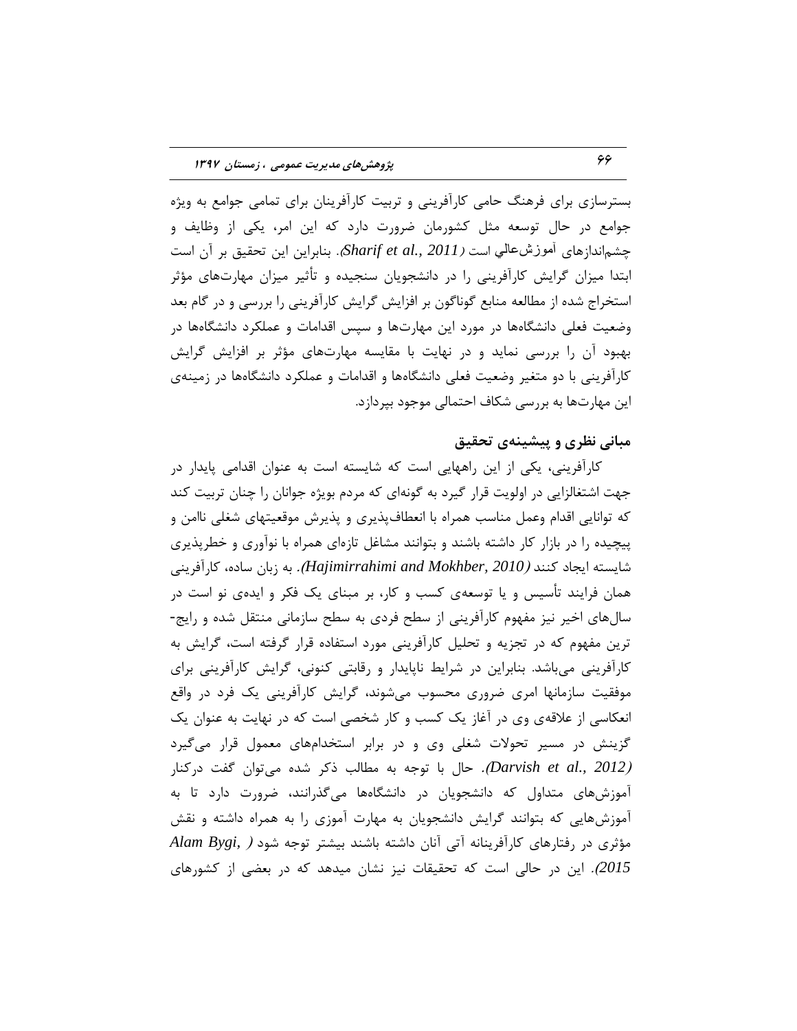بسترسازی برای فرهنگ حامی کارآفرینی و تربیت کارآفرینان برای تمامی جوامع به ویژه جوامع در حال توسعه مثل کشورمان ضرورت دارد که این امر، یکی از وظایف و چشم‌اندازهای آموزش‌عالی است (*Sharif et al., 2011*). بنابراین این تحقیق بر آن است ابتدا میزان گرایش کارآفرینی را در دانشجویان سنجیده و تأثیر میزان مهارت‌های مؤثر استخراج شده از مطالعه منابع گوناگون بر افزایش گرایش کارآفرینی را بررسی و در گام بعد وضعیت فعلی دانشگاه‌ها در مورد این مهارت‌ها و سپس اقدامات و عملکرد دانشگاه‌ها در بهبود آن را بررسی نماید و در نهایت با مقایسه مهارت‌های مؤثر بر افزایش گرایش کارآفرینی با دو متغیر وضعیت فعلی دانشگاه‌ها و اقدامات و عملکرد دانشگاه‌ها در زمینه‌ی این مهارت‌ها به بررسی شکاف احتمالی موجود بپردازد.

## مبانی نظری و پیشینه‌ی تحقیق

کارآفرینی، یکی از این راههایی است که شایسته است به عنوان اقدامی پایدار در جهت اشتغالزایی در اولویت قرار گیرد به گونه‌ای که مردم بویژه جوانان را چنان تربیت کند که توانایی اقدام وعمل مناسب همراه با انعطاف‌پذیری و پذیرش موقعیتهای شغلی ناامن و پیچیده را در بازار کار داشته باشند و بتوانند مشاغل تازه‌ای همراه با نوآوری و خطرپذیری شایسته ایجاد کنند (*Hajimirrahimi and Mokhber, 2010*). به زبان ساده، کارآفرینی همان فرایند تأسیس و یا توسعه‌ی کسب و کار، بر مبنای یک فکر و ایده‌ی نو است در سال‌های اخیر نیز مفهوم کارآفرینی از سطح فردی به سطح سازمانی منتقل شده و رایج‌ترین مفهوم که در تجزیه و تحلیل کارآفرینی مورد استفاده قرار گرفته است، گرایش به کارآفرینی می‌باشد. بنابراین در شرایط ناپایدار و رقابتی کنونی، گرایش کارآفرینی برای موفقیت سازمانها امری ضروری محسوب می‌شوند، گرایش کارآفرینی یک فرد در واقع انعکاسی از علاقه‌ی وی در آغاز یک کسب و کار شخصی است که در نهایت به عنوان یک گزینش در مسیر تحولات شغلی وی و در برابر استخدام‌های معمول قرار می‌گیرد (*Darvish et al., 2012*). حال با توجه به مطالب ذکر شده می‌توان گفت درکنار آموزش‌های متداول که دانشجویان در دانشگاه‌ها می‌گذرانند، ضرورت دارد تا به آموزش‌هایی که بتوانند گرایش دانشجویان به مهارت آموزی را به همراه داشته و نقش مؤثری در رفتارهای کارآفرینانه آتی آنان داشته باشند بیشتر توجه شود (*Alam Bygi, 2015*). این در حالی است که تحقیقات نیز نشان میدهد که در بعضی از کشورهای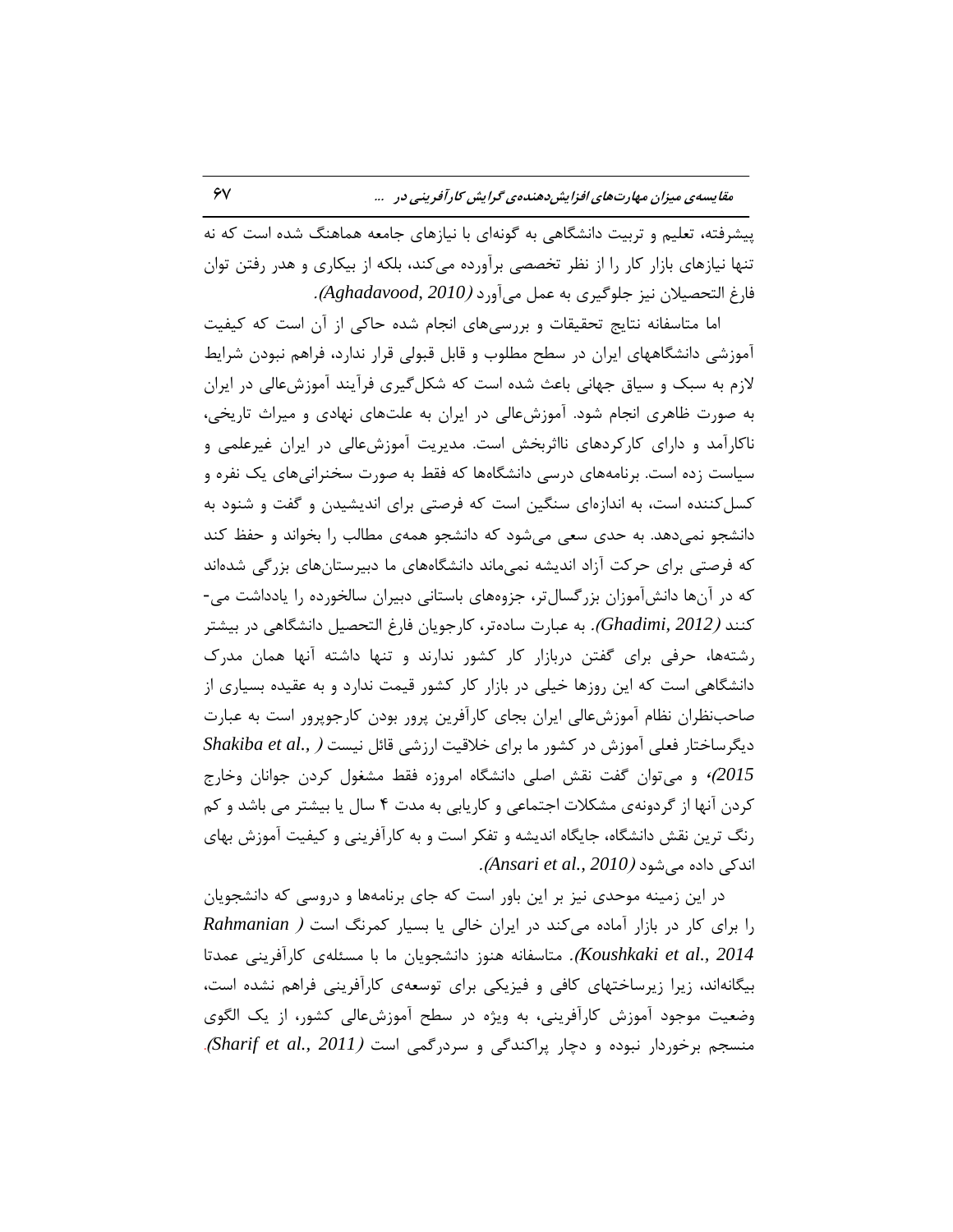پیشرفته، تعلیم و تربیت دانشگاهی به گونه‌ای با نیازهای جامعه هماهنگ شده است که نه تنها نیازهای بازار کار را از نظر تخصصی برآورده می‌کند، بلکه از بیکاری و هدر رفتن توان فارغ التحصیلان نیز جلوگیری به عمل می‌آورد *(Aghadavood, 2010)*.

اما متاسفانه نتایج تحقیقات و بررسی‌های انجام شده حاکی از آن است که کیفیت آموزشی دانشگاههای ایران در سطح مطلوب و قابل قبولی قرار ندارد، فراهم نبودن شرایط لازم به سبک و سیاق جهانی باعث شده است که شکل‌گیری فرآیند آموزش‌عالی در ایران به صورت ظاهری انجام شود. آموزش‌عالی در ایران به علت‌های نهادی و میراث تاریخی، ناکارآمد و دارای کارکردهای ناا‌ثربخش است. مدیریت آموزش‌عالی در ایران غیرعلمی و سیاست زده است. برنامه‌های درسی دانشگاه‌ها که فقط به صورت سخنرانی‌های یک نفره و کسل‌کننده است، به اندازه‌ای سنگین است که فرصتی برای اندیشیدن و گفت و شنود به دانشجو نمی‌دهد. به حدی سعی می‌شود که دانشجو همه‌ی مطالب را بخواند و حفظ کند که فرصتی برای حرکت آزاد اندیشه نمی‌ماند دانشگاه‌های ما دبیرستان‌های بزرگی شده‌اند که در آن‌ها دانش‌آموزان بزرگسال‌تر، جزوه‌های باستانی دبیران سالخورده را یادداشت می‌کنند *(Ghadimi, 2012)*. به عبارت ساده‌تر، کارجویان فارغ التحصیل دانشگاهی در بیشتر رشته‌ها، حرفی برای گفتن دربازار کار کشور ندارند و تنها داشته آنها همان مدرک دانشگاهی است که این روزها خیلی در بازار کار کشور قیمت ندارد و به عقیده بسیاری از صاحب‌نظران نظام آموزش‌عالی ایران بجای کارآفرین پرور بودن کارجوپرور است به عبارت دیگرساختار فعلی آموزش در کشور ما برای خلاقیت ارزشی قائل نیست *(Shakiba et al., 2015)*، و می‌توان گفت نقش اصلی دانشگاه امروزه فقط مشغول کردن جوانان وخارج کردن آنها از گردونه‌ی مشکلات اجتماعی و کاریابی به مدت ۴ سال یا بیشتر می باشد و کم رنگ ترین نقش دانشگاه، جایگاه اندیشه و تفکر است و به کارآفرینی و کیفیت آموزش بهای اندکی داده می‌شود *(Ansari et al., 2010)*.

در این زمینه موحدی نیز بر این باور است که جای برنامه‌ها و دروسی که دانشجویان را برای کار در بازار آماده می‌کند در ایران خالی یا بسیار کمرنگ است *(Rahmanian Koushkaki et al., 2014)*. متاسفانه هنوز دانشجویان ما با مسئله‌ی کارآفرینی عمدتا بیگانه‌اند، زیرا زیرساختهای کافی و فیزیکی برای توسعه‌ی کارآفرینی فراهم نشده است، وضعیت موجود آموزش کارآفرینی، به ویژه در سطح آموزش‌عالی کشور، از یک الگوی منسجم برخوردار نبوده و دچار پراکندگی و سردرگمی است *(Sharif et al., 2011)*.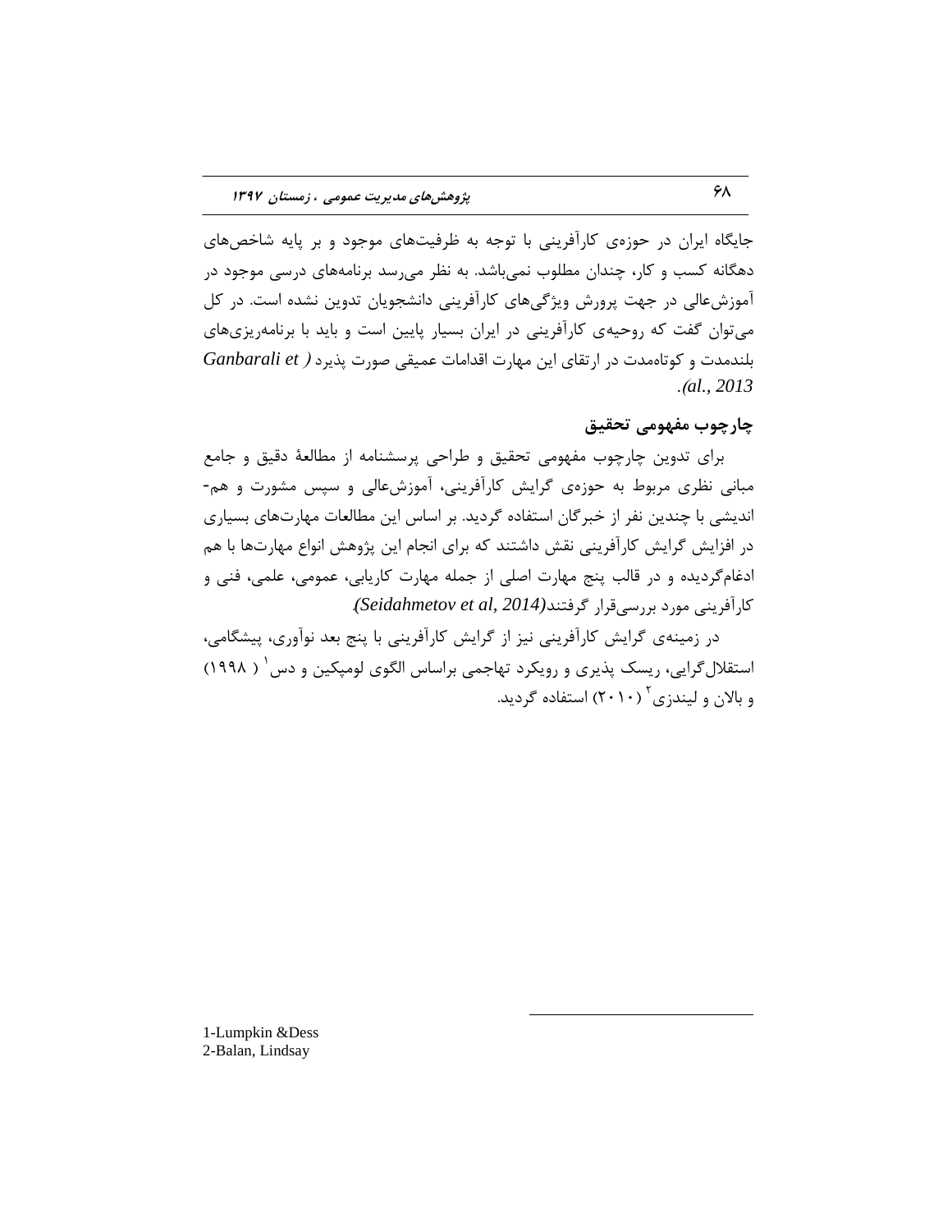جایگاه ایران در حوزه‌ی کارآفرینی با توجه به ظرفیت‌های موجود و بر پایه شاخص‌های دهگانه کسب و کار، چندان مطلوب نمی‌باشد. به نظر می‌رسد برنامه‌های درسی موجود در آموزش‌عالی در جهت پرورش ویژگی‌های کارآفرینی دانشجویان تدوین نشده است. در کل می‌توان گفت که روحیه‌ی کارآفرینی در ایران بسیار پایین است و باید با برنامه‌ریزی‌های بلندمدت و کوتاه‌مدت در ارتقای این مهارت اقدامات عمیقی صورت پذیرد (*Ganbarali et al., 2013*).

## چارچوب مفهومی تحقیق

برای تدوین چارچوب مفهومی تحقیق و طراحی پرسشنامه از مطالعهٔ دقیق و جامع مبانی نظری مربوط به حوزه‌ی گرایش کارآفرینی، آموزش‌عالی و سپس مشورت و هم-اندیشی با چندین نفر از خبرگان استفاده گردید. بر اساس این مطالعات مهارت‌های بسیاری در افزایش گرایش کارآفرینی نقش داشتند که برای انجام این پژوهش انواع مهارت‌ها با هم ادغام‌گردیده و در قالب پنج مهارت اصلی از جمله مهارت کاریابی، عمومی، علمی، فنی و کارآفرینی مورد بررسی‌قرار گرفتند(*Seidahmetov et al, 2014*).

در زمینه‌ی گرایش کارآفرینی نیز از گرایش کارآفرینی با پنج بعد نوآوری، پیشگامی، استقلال‌گرایی، ریسک پذیری و رویکرد تهاجمی براساس الگوی لومپکین و دس[1] ( ۱۹۹۸) و بالان و لیندزی[2] (۲۰۱۰) استفاده گردید.

---

1-Lumpkin &Dess
2-Balan, Lindsay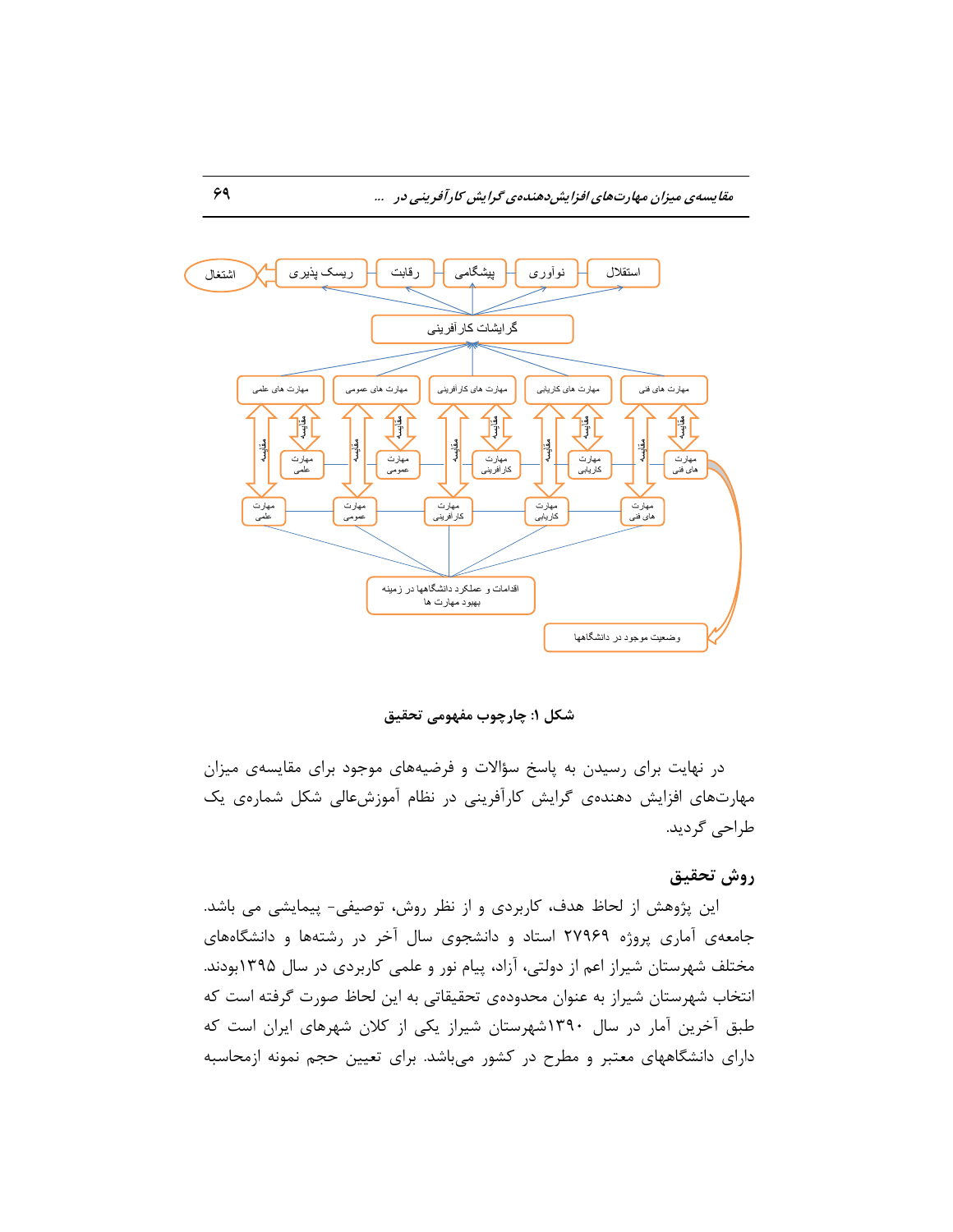شکل ۱: چارچوب مفهومی تحقیق

در نهایت برای رسیدن به پاسخ سؤالات و فرضیه‌های موجود برای مقایسه‌ی میزان مهارت‌های افزایش دهنده‌ی گرایش کارآفرینی در نظام آموزش‌عالی شکل شماره‌ی یک طراحی گردید.

## روش تحقیق

این پژوهش از لحاظ هدف، کاربردی و از نظر روش، توصیفی- پیمایشی می باشد. جامعه‌ی آماری پروژه ۲۷۹۶۹ استاد و دانشجوی سال آخر در رشته‌ها و دانشگاه‌های مختلف شهرستان شیراز اعم از دولتی، آزاد، پیام نور و علمی کاربردی در سال ۱۳۹۵بودند. انتخاب شهرستان شیراز به عنوان محدوده‌ی تحقیقاتی به این لحاظ صورت گرفته است که طبق آخرین آمار در سال ۱۳۹۰شهرستان شیراز یکی از کلان شهرهای ایران است که دارای دانشگاههای معتبر و مطرح در کشور می‌باشد. برای تعیین حجم نمونه ازمحاسبه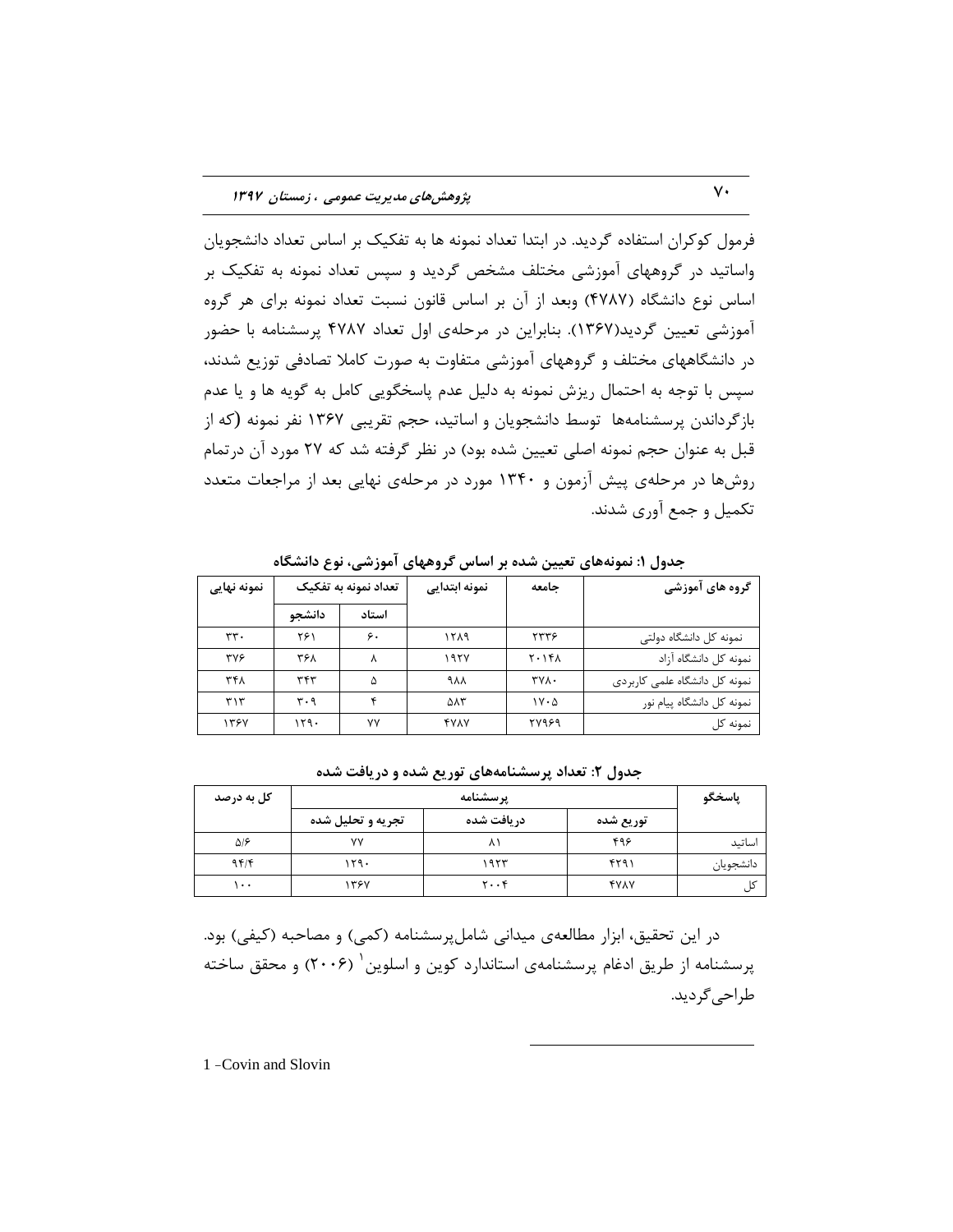فرمول کوکران استفاده گردید. در ابتدا تعداد نمونه ها به تفکیک بر اساس تعداد دانشجویان واساتید در گروههای آموزشی مختلف مشخص گردید و سپس تعداد نمونه به تفکیک بر اساس نوع دانشگاه (۴۷۸۷) وبعد از آن بر اساس قانون نسبت تعداد نمونه برای هر گروه آموزشی تعیین گردید(۱۳۶۷). بنابراین در مرحله‌ی اول تعداد ۴۷۸۷ پرسشنامه با حضور در دانشگاههای مختلف و گروههای آموزشی متفاوت به صورت کاملا تصادفی توزیع شدند، سپس با توجه به احتمال ریزش نمونه به دلیل عدم پاسخگویی کامل به گویه ها و یا عدم بازگرداندن پرسشنامه‌ها توسط دانشجویان و اساتید، حجم تقریبی ۱۳۶۷ نفر نمونه (که از قبل به عنوان حجم نمونه اصلی تعیین شده بود) در نظر گرفته شد که ۲۷ مورد آن درتمام روش‌ها در مرحله‌ی پیش آزمون و ۱۳۴۰ مورد در مرحله‌ی نهایی بعد از مراجعات متعدد تکمیل و جمع آوری شدند.

**جدول ۱: نمونه‌های تعیین شده بر اساس گروههای آموزشی، نوع دانشگاه**

| گروه های آموزشی | جامعه | نمونه ابتدایی | تعداد نمونه به تفکیک | | نمونه نهایی |
|---|---|---|---|---|---|
| | | | استاد | دانشجو | |
| نمونه کل دانشگاه دولتی | ۲۳۳۶ | ۱۲۸۹ | ۶۰ | ۲۶۱ | ۳۳۰ |
| نمونه کل دانشگاه آزاد | ۲۰۱۴۸ | ۱۹۲۷ | ۸ | ۳۶۸ | ۳۷۶ |
| نمونه کل دانشگاه علمی کاربردی | ۳۷۸۰ | ۹۸۸ | ۵ | ۳۴۳ | ۳۴۸ |
| نمونه کل دانشگاه پیام نور | ۱۷۰۵ | ۵۸۳ | ۴ | ۳۰۹ | ۳۱۳ |
| نمونه کل | ۲۷۹۶۹ | ۴۷۸۷ | ۷۷ | ۱۲۹۰ | ۱۳۶۷ |

**جدول ۲: تعداد پرسشنامه‌های توریع شده و دریافت شده**

| پاسخگو | پرسشنامه | | | کل به درصد |
|---|---|---|---|---|
| | توریع شده | دریافت شده | تجربه و تحلیل شده | |
| اساتید | ۴۹۶ | ۸۱ | ۷۷ | ۵/۶ |
| دانشجویان | ۴۲۹۱ | ۱۹۲۳ | ۱۲۹۰ | ۹۴/۴ |
| کل | ۴۷۸۷ | ۲۰۰۴ | ۱۳۶۷ | ۱۰۰ |

در این تحقیق، ابزار مطالعه‌ی میدانی شامل‌پرسشنامه (کمی) و مصاحبه (کیفی) بود. پرسشنامه از طریق ادغام پرسشنامه‌ی استاندارد کوین و اسلوین[1] (۲۰۰۶) و محقق ساخته طراحی‌گردید.

1 -Covin and Slovin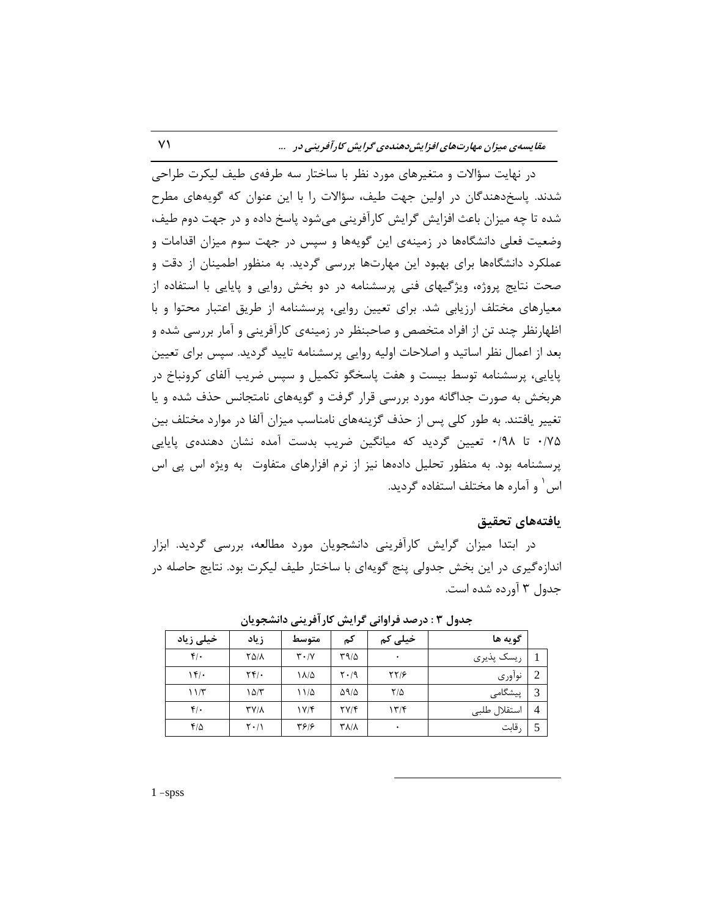در نهایت سؤالات و متغیرهای مورد نظر با ساختار سه طرفه‌ی طیف لیکرت طراحی شدند. پاسخ‌دهندگان در اولین جهت طیف، سؤالات را با این عنوان که گویه‌های مطرح شده تا چه میزان باعث افزایش گرایش کارآفرینی می‌شود پاسخ داده و در جهت دوم طیف، وضعیت فعلی دانشگاه‌ها در زمینه‌ی این گویه‌ها و سپس در جهت سوم میزان اقدامات و عملکرد دانشگاه‌ها برای بهبود این مهارت‌ها بررسی گردید. به منظور اطمینان از دقت و صحت نتایج پروژه، ویژگیهای فنی پرسشنامه در دو بخش روایی و پایایی با استفاده از معیارهای مختلف ارزیابی شد. برای تعیین روایی، پرسشنامه از طریق اعتبار محتوا و با اظهارنظر چند تن از افراد متخصص و صاحبنظر در زمینه‌ی کارآفرینی و آمار بررسی شده و بعد از اعمال نظر اساتید و اصلاحات اولیه روایی پرسشنامه تایید گردید. سپس برای تعیین پایایی، پرسشنامه توسط بیست و هفت پاسخگو تکمیل و سپس ضریب آلفای کرونباخ در هربخش به صورت جداگانه مورد بررسی قرار گرفت و گویه‌های نامتجانس حذف شده و یا تغییر یافتند. به طور کلی پس از حذف گزینه‌های نامناسب میزان آلفا در موارد مختلف بین ۰/۷۵ تا ۰/۹۸ تعیین گردید که میانگین ضریب بدست آمده نشان دهنده‌ی پایایی پرسشنامه بود. به منظور تحلیل داده‌ها نیز از نرم افزارهای متفاوت به ویژه اس پی اس اس[1] و آماره ها مختلف استفاده گردید.

## یافته‌های تحقیق

در ابتدا میزان گرایش کارآفرینی دانشجویان مورد مطالعه، بررسی گردید. ابزار اندازه‌گیری در این بخش جدولی پنج گویه‌ای با ساختار طیف لیکرت بود. نتایج حاصله در جدول ۳ آورده شده است.

**جدول ۳ : درصد فراوانی گرایش کارآفرینی دانشجویان**

| | گویه ها | خیلی کم | کم | متوسط | زیاد | خیلی زیاد |
|---|---|---|---|---|---|---|
| 1 | ریسک پذیری | ۰ | ۳۹/۵ | ۳۰/۷ | ۲۵/۸ | ۴/۰ |
| 2 | نوآوری | ۲۲/۶ | ۲۰/۹ | ۱۸/۵ | ۲۴/۰ | ۱۴/۰ |
| 3 | پیشگامی | ۲/۵ | ۵۹/۵ | ۱۱/۵ | ۱۵/۳ | ۱۱/۳ |
| 4 | استقلال طلبی | ۱۳/۴ | ۲۷/۴ | ۱۷/۴ | ۳۷/۸ | ۴/۰ |
| 5 | رقابت | ۰ | ۳۸/۸ | ۳۶/۶ | ۲۰/۱ | ۴/۵ |

1 -spss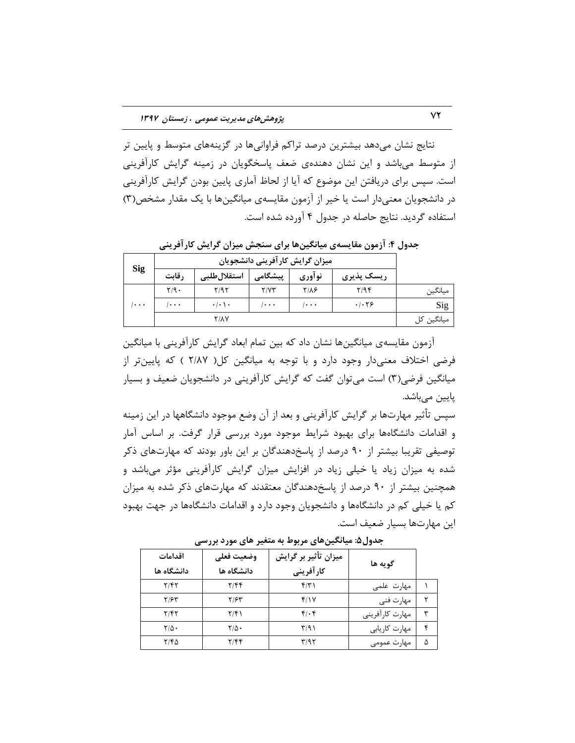نتایج نشان می‌دهد بیشترین درصد تراکم فراوانی‌ها در گزینه‌های متوسط و پایین تر از متوسط می‌باشد و این نشان دهنده‌ی ضعف پاسخگویان در زمینه گرایش کارآفرینی است. سپس برای دریافتن این موضوع که آیا از لحاظ آماری پایین بودن گرایش کارآفرینی در دانشجویان معنی‌دار است یا خیر از آزمون مقایسه‌ی میانگین‌ها با یک مقدار مشخص(۳) استفاده گردید. نتایج حاصله در جدول ۴ آورده شده است.

**جدول ۴: آزمون مقایسه‌ی میانگین‌ها برای سنجش میزان گرایش کارآفرینی**

| | میزان گرایش کارآفرینی دانشجویان | | | | | Sig |
|---|---|---|---|---|---|---|
| | ریسک پذیری | نوآوری | پیشگامی | استقلال‌طلبی | رقابت | |
| میانگین | ۲/۹۴ | ۲/۸۶ | ۲/۷۳ | ۲/۹۲ | ۲/۹۰ | /۰۰۰ |
| Sig | ۰/۰۲۶ | /۰۰۰ | /۰۰۰ | ۰/۰۱۰ | /۰۰۰ | |
| میانگین کل | ۲/۸۷ | | | | | |

آزمون مقایسه‌ی میانگین‌ها نشان داد که بین تمام ابعاد گرایش کارآفرینی با میانگین فرضی اختلاف معنی‌دار وجود دارد و با توجه به میانگین کل( ۲/۸۷ ) که پایین‌تر از میانگین فرضی(۳) است می‌توان گفت که گرایش کارآفرینی در دانشجویان ضعیف و بسیار پایین می‌باشد.

سپس تأثیر مهارت‌ها بر گرایش کارآفرینی و بعد از آن وضع موجود دانشگاهها در این زمینه و اقدامات دانشگاه‌ها برای بهبود شرایط موجود مورد بررسی قرار گرفت. بر اساس آمار توصیفی تقریبا بیشتر از ۹۰ درصد از پاسخ‌دهندگان بر این باور بودند که مهارت‌های ذکر شده به میزان زیاد یا خیلی زیاد در افزایش میزان گرایش کارآفرینی مؤثر می‌باشد و همچنین بیشتر از ۹۰ درصد از پاسخ‌دهندگان معتقدند که مهارت‌های ذکر شده به میزان کم یا خیلی کم در دانشگاه‌ها و دانشجویان وجود دارد و اقدامات دانشگاه‌ها در جهت بهبود این مهارت‌ها بسیار ضعیف است.

**جدول۵: میانگین‌های مربوط به متغیر های مورد بررسی**

| | گویه ها | میزان تأثیر بر گرایش کارآفرینی | وضعیت فعلی دانشگاه ها | اقدامات دانشگاه ها |
|---|---|---|---|---|
| ۱ | مهارت علمی | ۴/۳۱ | ۲/۴۴ | ۲/۴۲ |
| ۲ | مهارت فنی | ۴/۱۷ | ۲/۶۳ | ۲/۶۳ |
| ۳ | مهارت کارآفرینی | ۴/۰۴ | ۲/۴۱ | ۲/۴۲ |
| ۴ | مهارت کاریابی | ۳/۹۱ | ۲/۵۰ | ۲/۵۰ |
| ۵ | مهارت عمومی | ۳/۹۲ | ۲/۴۴ | ۲/۴۵ |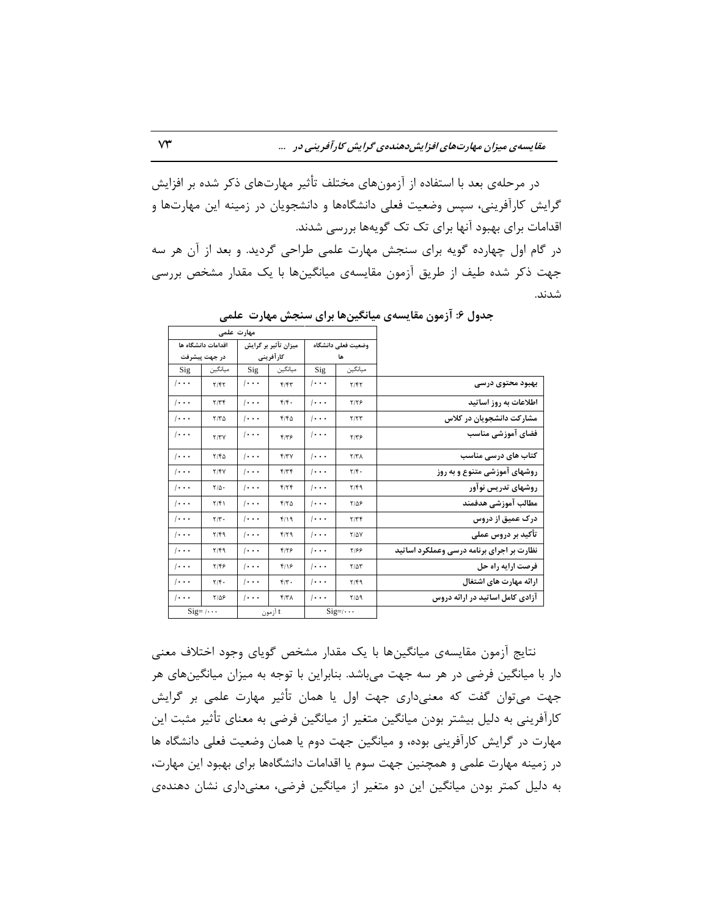در مرحله‌ی بعد با استفاده از آزمون‌های مختلف تأثیر مهارت‌های ذکر شده بر افزایش گرایش کارآفرینی، سپس وضعیت فعلی دانشگاه‌ها و دانشجویان در زمینه این مهارت‌ها و اقدامات برای بهبود آنها برای تک تک گویه‌ها بررسی شدند.

در گام اول چهارده گویه برای سنجش مهارت علمی طراحی گردید. و بعد از آن هر سه جهت ذکر شده طیف از طریق آزمون مقایسه‌ی میانگین‌ها با یک مقدار مشخص بررسی شدند.

**جدول ۶: آزمون مقایسه‌ی میانگین‌ها برای سنجش مهارت علمی**

| | مهارت علمی | | | | | |
|---|---|---|---|---|---|---|
| | وضعیت فعلی دانشگاه ها | | میزان تأثیر بر گرایش کارآفرینی | | اقدامات دانشگاه ها در جهت پیشرفت | |
| | میانگین | Sig | میانگین | Sig | میانگین | Sig |
| بهبود محتوی درسی | ۲/۴۲ | /۰۰۰ | ۴/۴۳ | /۰۰۰ | ۲/۴۲ | /۰۰۰ |
| اطلاعات به روز اساتید | ۲/۲۶ | /۰۰۰ | ۴/۴۰ | /۰۰۰ | ۲/۳۴ | /۰۰۰ |
| مشارکت دانشجویان در کلاس | ۲/۲۳ | /۰۰۰ | ۴/۴۵ | /۰۰۰ | ۲/۳۵ | /۰۰۰ |
| فضای آموزشی مناسب | ۲/۳۶ | /۰۰۰ | ۴/۳۶ | /۰۰۰ | ۲/۳۷ | /۰۰۰ |
| کتاب های درسی مناسب | ۲/۳۸ | /۰۰۰ | ۴/۳۷ | /۰۰۰ | ۲/۴۵ | /۰۰۰ |
| روشهای آموزشی متنوع و به روز | ۲/۴۰ | /۰۰۰ | ۴/۳۴ | /۰۰۰ | ۲/۴۷ | /۰۰۰ |
| روشهای تدریس نوآور | ۲/۴۹ | /۰۰۰ | ۴/۲۴ | /۰۰۰ | ۲/۵۰ | /۰۰۰ |
| مطالب آموزشی هدفمند | ۲/۵۶ | /۰۰۰ | ۴/۲۵ | /۰۰۰ | ۲/۴۱ | /۰۰۰ |
| درک عمیق از دروس | ۲/۳۴ | /۰۰۰ | ۴/۱۹ | /۰۰۰ | ۲/۳۰ | /۰۰۰ |
| تأکید بر دروس عملی | ۲/۵۷ | /۰۰۰ | ۴/۲۹ | /۰۰۰ | ۲/۴۹ | /۰۰۰ |
| نظارت بر اجرای برنامه درسی وعملکرد اساتید | ۲/۶۶ | /۰۰۰ | ۴/۲۶ | /۰۰۰ | ۲/۴۹ | /۰۰۰ |
| فرصت ارایه راه حل | ۲/۵۳ | /۰۰۰ | ۴/۱۶ | /۰۰۰ | ۲/۴۶ | /۰۰۰ |
| ارائه مهارت های اشتغال | ۲/۴۹ | /۰۰۰ | ۴/۳۰ | /۰۰۰ | ۲/۴۰ | /۰۰۰ |
| آزادی کامل اساتید در ارائه دروس | ۲/۵۹ | /۰۰۰ | ۴/۳۸ | /۰۰۰ | ۲/۵۶ | /۰۰۰ |
| | Sig=/۰۰۰ | | آزمون t | | Sig= /۰۰۰ | |

نتایج آزمون مقایسه‌ی میانگین‌ها با یک مقدار مشخص گویای وجود اختلاف معنی دار با میانگین فرضی در هر سه جهت می‌باشد. بنابراین با توجه به میزان میانگین‌های هر جهت می‌توان گفت که معنی‌داری جهت اول یا همان تأثیر مهارت علمی بر گرایش کارآفرینی به دلیل بیشتر بودن میانگین متغیر از میانگین فرضی به معنای تأثیر مثبت این مهارت در گرایش کارآفرینی بوده، و میانگین جهت دوم یا همان وضعیت فعلی دانشگاه ها در زمینه مهارت علمی و همچنین جهت سوم یا اقدامات دانشگاه‌ها برای بهبود این مهارت، به دلیل کمتر بودن میانگین این دو متغیر از میانگین فرضی، معنی‌داری نشان دهنده‌ی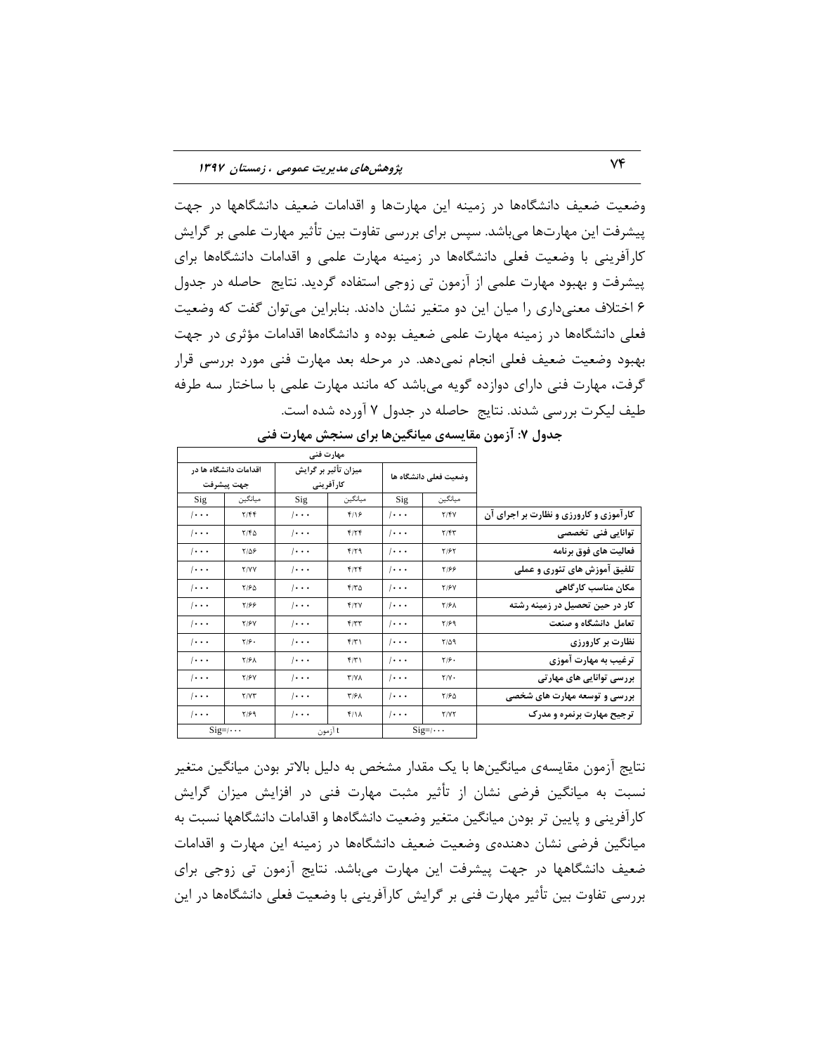وضعیت ضعیف دانشگاه‌ها در زمینه این مهارت‌ها و اقدامات ضعیف دانشگاهها در جهت پیشرفت این مهارت‌ها می‌باشد. سپس برای بررسی تفاوت بین تأثیر مهارت علمی بر گرایش کارآفرینی با وضعیت فعلی دانشگاه‌ها در زمینه مهارت علمی و اقدامات دانشگاه‌ها برای پیشرفت و بهبود مهارت علمی از آزمون تی زوجی استفاده گردید. نتایج حاصله در جدول ۶ اختلاف معنی‌داری را میان این دو متغیر نشان دادند. بنابراین می‌توان گفت که وضعیت فعلی دانشگاه‌ها در زمینه مهارت علمی ضعیف بوده و دانشگاه‌ها اقدامات مؤثری در جهت بهبود وضعیت ضعیف فعلی انجام نمی‌دهد. در مرحله بعد مهارت فنی مورد بررسی قرار گرفت، مهارت فنی دارای دوازده گویه می‌باشد که مانند مهارت علمی با ساختار سه طرفه طیف لیکرت بررسی شدند. نتایج حاصله در جدول ۷ آورده شده است.

**جدول ۷: آزمون مقایسه‌ی میانگین‌ها برای سنجش مهارت فنی**

| مهارت فنی | وضعیت فعلی دانشگاه ها | | میزان تأثیر بر گرایش کارآفرینی | | اقدامات دانشگاه ها در جهت پیشرفت | |
|---|---|---|---|---|---|---|
| | میانگین | Sig | میانگین | Sig | میانگین | Sig |
| کارآموزی و کارورزی و نظارت بر اجرای آن | ۲/۴۷ | ۰/۰۰۰ | ۴/۱۶ | ۰/۰۰۰ | ۲/۴۴ | ۰/۰۰۰ |
| توانایی فنی تخصصی | ۲/۴۳ | ۰/۰۰۰ | ۴/۲۴ | ۰/۰۰۰ | ۲/۴۵ | ۰/۰۰۰ |
| فعالیت های فوق برنامه | ۲/۶۲ | ۰/۰۰۰ | ۴/۲۹ | ۰/۰۰۰ | ۲/۵۶ | ۰/۰۰۰ |
| تلفیق آموزش های تئوری و عملی | ۲/۶۶ | ۰/۰۰۰ | ۴/۲۴ | ۰/۰۰۰ | ۲/۷۷ | ۰/۰۰۰ |
| مکان مناسب کارگاهی | ۲/۶۷ | ۰/۰۰۰ | ۴/۳۵ | ۰/۰۰۰ | ۲/۶۵ | ۰/۰۰۰ |
| کار در حین تحصیل در زمینه رشته | ۲/۶۸ | ۰/۰۰۰ | ۴/۲۷ | ۰/۰۰۰ | ۲/۶۶ | ۰/۰۰۰ |
| تعامل دانشگاه و صنعت | ۲/۶۹ | ۰/۰۰۰ | ۴/۳۳ | ۰/۰۰۰ | ۲/۶۷ | ۰/۰۰۰ |
| نظارت بر کارورزی | ۲/۵۹ | ۰/۰۰۰ | ۴/۳۱ | ۰/۰۰۰ | ۲/۶۰ | ۰/۰۰۰ |
| ترغیب به مهارت آموزی | ۲/۶۰ | ۰/۰۰۰ | ۴/۳۱ | ۰/۰۰۰ | ۲/۶۸ | ۰/۰۰۰ |
| بررسی توانایی های مهارتی | ۲/۷۰ | ۰/۰۰۰ | ۳/۷۸ | ۰/۰۰۰ | ۲/۶۷ | ۰/۰۰۰ |
| بررسی و توسعه مهارت های شخصی | ۲/۶۵ | ۰/۰۰۰ | ۳/۶۸ | ۰/۰۰۰ | ۲/۷۳ | ۰/۰۰۰ |
| ترجیح مهارت برنمره و مدرک | ۲/۷۲ | ۰/۰۰۰ | ۴/۱۸ | ۰/۰۰۰ | ۲/۶۹ | ۰/۰۰۰ |
| | Sig=۰/۰۰۰ | | آزمون t | | Sig=۰/۰۰۰ | |

نتایج آزمون مقایسه‌ی میانگین‌ها با یک مقدار مشخص به دلیل بالاتر بودن میانگین متغیر نسبت به میانگین فرضی نشان از تأثیر مثبت مهارت فنی در افزایش میزان گرایش کارآفرینی و پایین تر بودن میانگین متغیر وضعیت دانشگاه‌ها و اقدامات دانشگاهها نسبت به میانگین فرضی نشان دهنده‌ی وضعیت ضعیف دانشگاه‌ها در زمینه این مهارت و اقدامات ضعیف دانشگاهها در جهت پیشرفت این مهارت می‌باشد. نتایج آزمون تی زوجی برای بررسی تفاوت بین تأثیر مهارت فنی بر گرایش کارآفرینی با وضعیت فعلی دانشگاه‌ها در این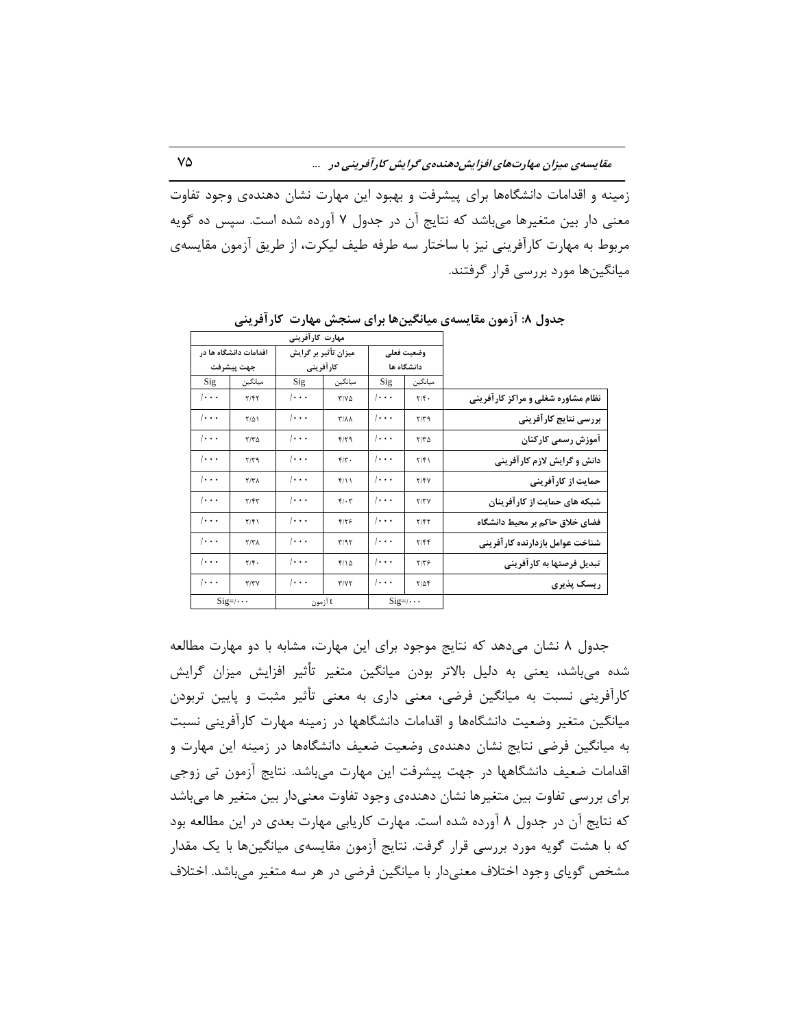زمینه و اقدامات دانشگاه‌ها برای پیشرفت و بهبود این مهارت نشان دهنده‌ی وجود تفاوت معنی دار بین متغیرها می‌باشد که نتایج آن در جدول ۷ آورده شده است. سپس ده گویه مربوط به مهارت کارآفرینی نیز با ساختار سه طرفه طیف لیکرت، از طریق آزمون مقایسه‌ی میانگین‌ها مورد بررسی قرار گرفتند.

**جدول ۸: آزمون مقایسه‌ی میانگین‌ها برای سنجش مهارت کارآفرینی**

| | مهارت کارآفرینی | | | | | |
|---|---|---|---|---|---|---|
| | وضعیت فعلی دانشگاه ها | | میزان تأثیر بر گرایش کارآفرینی | | اقدامات دانشگاه ها در جهت پیشرفت | |
| | میانگین | Sig | میانگین | Sig | میانگین | Sig |
| نظام مشاوره شغلی و مراکز کارآفرینی | ۲/۴۰ | /۰۰۰ | ۳/۷۵ | /۰۰۰ | ۲/۴۲ | /۰۰۰ |
| بررسی نتایج کارآفرینی | ۲/۳۹ | /۰۰۰ | ۳/۸۸ | /۰۰۰ | ۲/۵۱ | /۰۰۰ |
| آموزش رسمی کارکنان | ۲/۳۵ | /۰۰۰ | ۴/۲۹ | /۰۰۰ | ۲/۳۵ | /۰۰۰ |
| دانش و گرایش لازم کارآفرینی | ۲/۴۱ | /۰۰۰ | ۴/۳۰ | /۰۰۰ | ۲/۳۹ | /۰۰۰ |
| حمایت از کارآفرینی | ۲/۴۷ | /۰۰۰ | ۴/۱۱ | /۰۰۰ | ۲/۳۸ | /۰۰۰ |
| شبکه های حمایت از کارآفرینان | ۲/۳۷ | /۰۰۰ | ۴/۰۳ | /۰۰۰ | ۲/۴۳ | /۰۰۰ |
| فضای خلاق حاکم بر محیط دانشگاه | ۲/۴۲ | /۰۰۰ | ۴/۲۶ | /۰۰۰ | ۲/۴۱ | /۰۰۰ |
| شناخت عوامل بازدارنده کارآفرینی | ۲/۴۴ | /۰۰۰ | ۳/۹۲ | /۰۰۰ | ۲/۳۸ | /۰۰۰ |
| تبدیل فرصتها به کارآفرینی | ۲/۳۶ | /۰۰۰ | ۴/۱۵ | /۰۰۰ | ۲/۴۰ | /۰۰۰ |
| ریسک پذیری | ۲/۵۴ | /۰۰۰ | ۳/۷۲ | /۰۰۰ | ۲/۳۷ | /۰۰۰ |
| | Sig=/۰۰۰ | | آزمون t | | Sig=/۰۰۰ | |

جدول ۸ نشان می‌دهد که نتایج موجود برای این مهارت، مشابه با دو مهارت مطالعه شده می‌باشد، یعنی به دلیل بالاتر بودن میانگین متغیر تأثیر افزایش میزان گرایش کارآفرینی نسبت به میانگین فرضی، معنی داری به معنی تأثیر مثبت و پایین تربودن میانگین متغیر وضعیت دانشگاه‌ها و اقدامات دانشگاهها در زمینه مهارت کارآفرینی نسبت به میانگین فرضی نتایج نشان دهنده‌ی وضعیت ضعیف دانشگاه‌ها در زمینه این مهارت و اقدامات ضعیف دانشگاهها در جهت پیشرفت این مهارت می‌باشد. نتایج آزمون تی زوجی برای بررسی تفاوت بین متغیرها نشان دهنده‌ی وجود تفاوت معنی‌دار بین متغیر ها می‌باشد که نتایج آن در جدول ۸ آورده شده است. مهارت کاریابی مهارت بعدی در این مطالعه بود که با هشت گویه مورد بررسی قرار گرفت. نتایج آزمون مقایسه‌ی میانگین‌ها با یک مقدار مشخص گویای وجود اختلاف معنی‌دار با میانگین فرضی در هر سه متغیر می‌باشد. اختلاف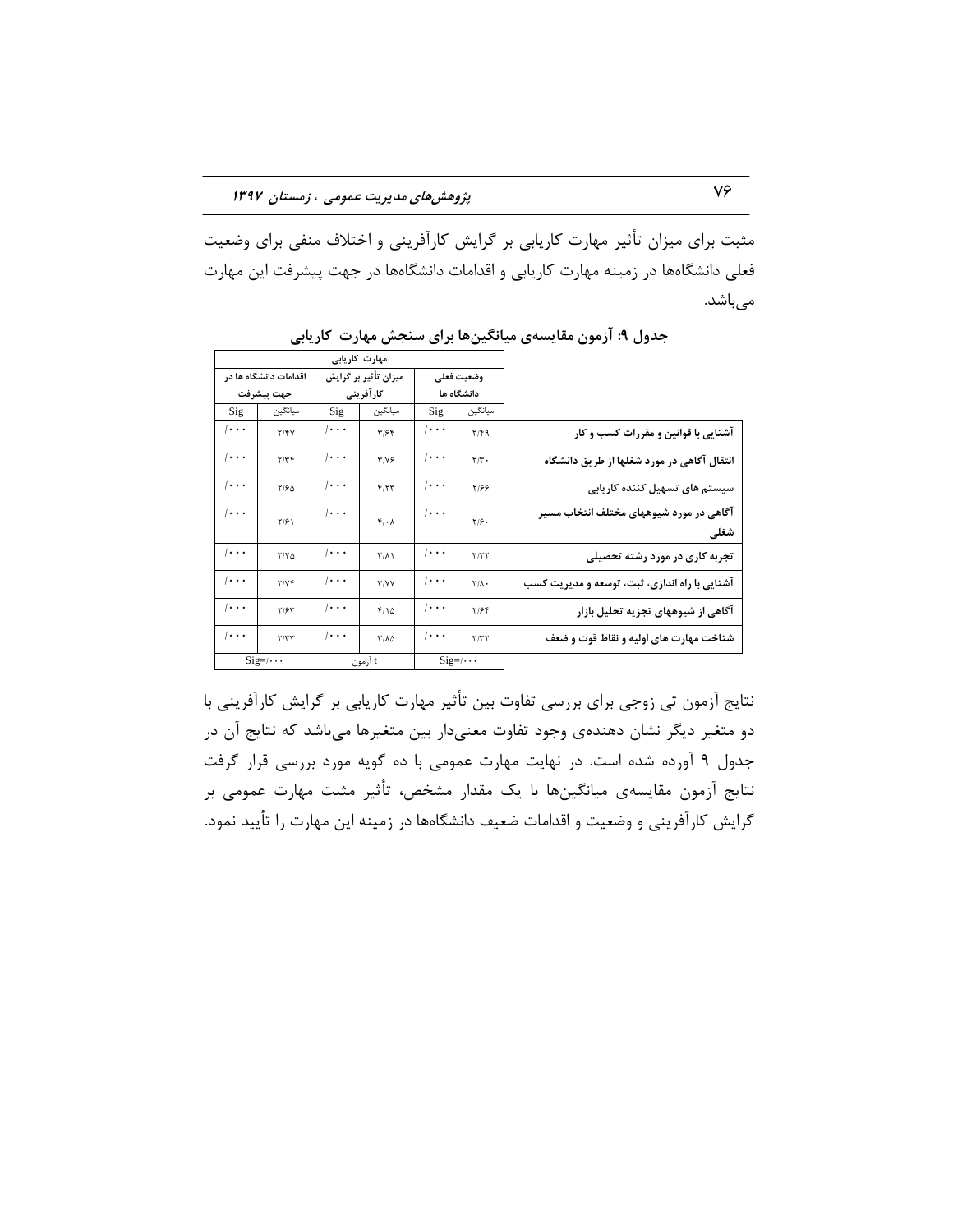مثبت برای میزان تأثیر مهارت کاریابی بر گرایش کارآفرینی و اختلاف منفی برای وضعیت فعلی دانشگاه‌ها در زمینه مهارت کاریابی و اقدامات دانشگاه‌ها در جهت پیشرفت این مهارت می‌باشد.

**جدول ۹: آزمون مقایسه‌ی میانگین‌ها برای سنجش مهارت کاریابی**

| | مهارت کاریابی | | | | | |
|---|---|---|---|---|---|---|
| | وضعیت فعلی دانشگاه ها | | میزان تأثیر بر گرایش کارآفرینی | | اقدامات دانشگاه ها در جهت پیشرفت | |
| | میانگین | Sig | میانگین | Sig | میانگین | Sig |
| **آشنایی با قوانین و مقررات کسب و کار** | ۲/۴۹ | /۰۰۰ | ۳/۶۴ | /۰۰۰ | ۲/۴۷ | /۰۰۰ |
| **انتقال آگاهی در مورد شغلها از طریق دانشگاه** | ۲/۳۰ | /۰۰۰ | ۳/۷۶ | /۰۰۰ | ۲/۳۴ | /۰۰۰ |
| **سیستم های تسهیل کننده کاریابی** | ۲/۶۶ | /۰۰۰ | ۴/۲۳ | /۰۰۰ | ۲/۶۵ | /۰۰۰ |
| **آگاهی در مورد شیوههای مختلف انتخاب مسیر شغلی** | ۲/۶۰ | /۰۰۰ | ۴/۰۸ | /۰۰۰ | ۲/۶۱ | /۰۰۰ |
| **تجربه کاری در مورد رشته تحصیلی** | ۲/۲۲ | /۰۰۰ | ۳/۸۱ | /۰۰۰ | ۲/۲۵ | /۰۰۰ |
| **آشنایی با راه اندازی، ثبت، توسعه و مدیریت کسب** | ۲/۸۰ | /۰۰۰ | ۳/۷۷ | /۰۰۰ | ۲/۷۴ | /۰۰۰ |
| **آگاهی از شیوههای تجزیه تحلیل بازار** | ۲/۶۴ | /۰۰۰ | ۴/۱۵ | /۰۰۰ | ۲/۶۳ | /۰۰۰ |
| **شناخت مهارت های اولیه و نقاط قوت و ضعف** | ۲/۳۲ | /۰۰۰ | ۳/۸۵ | /۰۰۰ | ۲/۳۳ | /۰۰۰ |
| | Sig=/۰۰۰ | | t آزمون | | Sig=/۰۰۰ | |

نتایج آزمون تی زوجی برای بررسی تفاوت بین تأثیر مهارت کاریابی بر گرایش کارآفرینی با دو متغیر دیگر نشان دهنده‌ی وجود تفاوت معنی‌دار بین متغیرها می‌باشد که نتایج آن در جدول ۹ آورده شده است. در نهایت مهارت عمومی با ده گویه مورد بررسی قرار گرفت نتایج آزمون مقایسه‌ی میانگین‌ها با یک مقدار مشخص، تأثیر مثبت مهارت عمومی بر گرایش کارآفرینی و وضعیت و اقدامات ضعیف دانشگاه‌ها در زمینه این مهارت را تأیید نمود.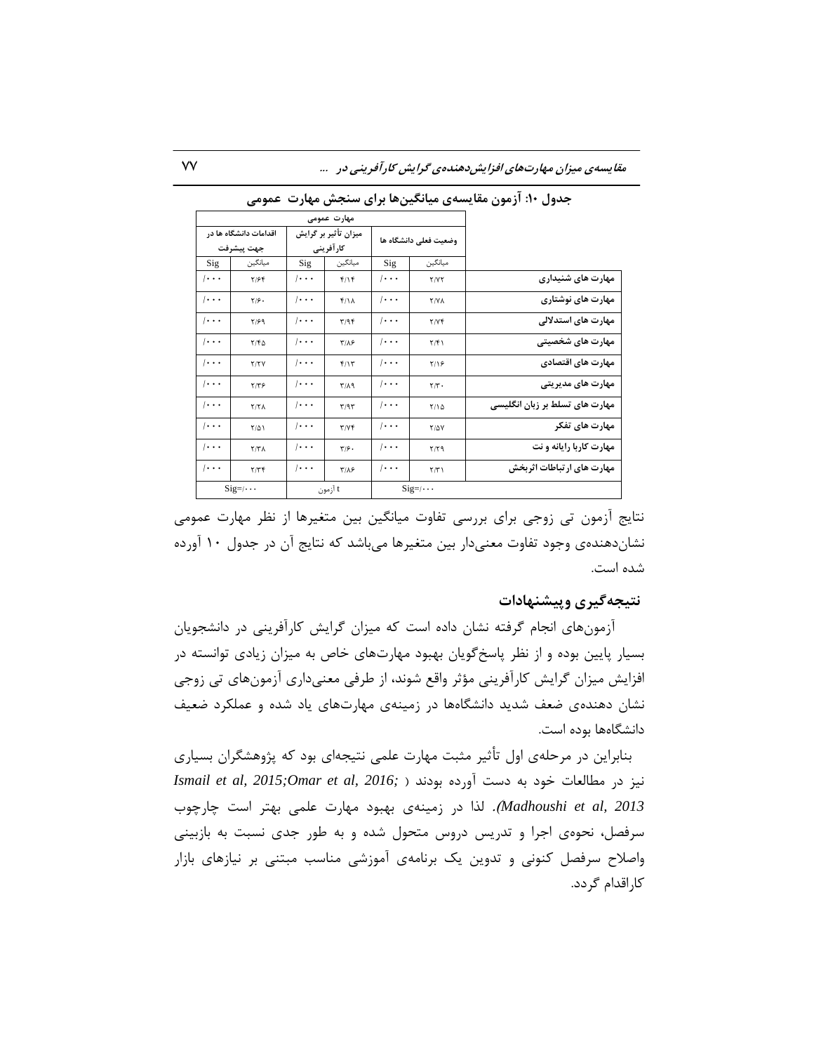**جدول ۱۰: آزمون مقایسه‌ی میانگین‌ها برای سنجش مهارت عمومی**

| | مهارت عمومی | | | | | |
|---|---|---|---|---|---|---|
| | وضعیت فعلی دانشگاه ها | | میزان تأثیر بر گرایش کارآفرینی | | اقدامات دانشگاه ها در جهت پیشرفت | |
| | میانگین | Sig | میانگین | Sig | میانگین | Sig |
| مهارت های شنیداری | ۲/۷۲ | /۰۰۰ | ۴/۱۴ | /۰۰۰ | ۲/۶۴ | /۰۰۰ |
| مهارت های نوشتاری | ۲/۷۸ | /۰۰۰ | ۴/۱۸ | /۰۰۰ | ۲/۶۰ | /۰۰۰ |
| مهارت های استدلالی | ۲/۷۴ | /۰۰۰ | ۳/۹۴ | /۰۰۰ | ۲/۶۹ | /۰۰۰ |
| مهارت های شخصیتی | ۲/۴۱ | /۰۰۰ | ۳/۸۶ | /۰۰۰ | ۲/۴۵ | /۰۰۰ |
| مهارت های اقتصادی | ۲/۱۶ | /۰۰۰ | ۴/۱۳ | /۰۰۰ | ۲/۲۷ | /۰۰۰ |
| مهارت های مدیریتی | ۲/۳۰ | /۰۰۰ | ۳/۸۹ | /۰۰۰ | ۲/۳۶ | /۰۰۰ |
| مهارت های تسلط بر زبان انگلیسی | ۲/۱۵ | /۰۰۰ | ۳/۹۳ | /۰۰۰ | ۲/۲۸ | /۰۰۰ |
| مهارت های تفکر | ۲/۵۷ | /۰۰۰ | ۳/۷۴ | /۰۰۰ | ۲/۵۱ | /۰۰۰ |
| مهارت کاربا رایانه و نت | ۲/۲۹ | /۰۰۰ | ۳/۶۰ | /۰۰۰ | ۲/۳۸ | /۰۰۰ |
| مهارت های ارتباطات اثربخش | ۲/۳۱ | /۰۰۰ | ۳/۸۶ | /۰۰۰ | ۲/۳۴ | /۰۰۰ |
| | Sig=/۰۰۰ | | آزمون t | | Sig=/۰۰۰ | |

نتایج آزمون تی زوجی برای بررسی تفاوت میانگین بین متغیرها از نظر مهارت عمومی نشان‌دهنده‌ی وجود تفاوت معنی‌دار بین متغیرها می‌باشد که نتایج آن در جدول ۱۰ آورده شده است.

## نتیجه‌گیری وپیشنهادات

آزمون‌های انجام گرفته نشان داده است که میزان گرایش کارآفرینی در دانشجویان بسیار پایین بوده و از نظر پاسخ‌گویان بهبود مهارت‌های خاص به میزان زیادی توانسته در افزایش میزان گرایش کارآفرینی مؤثر واقع شوند، از طرفی معنی‌داری آزمون‌های تی زوجی نشان دهنده‌ی ضعف شدید دانشگاه‌ها در زمینه‌ی مهارت‌های یاد شده و عملکرد ضعیف دانشگاه‌ها بوده است.

بنابراین در مرحله‌ی اول تأثیر مثبت مهارت علمی نتیجه‌ای بود که پژوهشگران بسیاری نیز در مطالعات خود به دست آورده بودند ( *Ismail et al, 2015;Omar et al, 2016; Madhoushi et al, 2013)*. لذا در زمینه‌ی بهبود مهارت علمی بهتر است چارچوب سرفصل، نحوه‌ی اجرا و تدریس دروس متحول شده و به طور جدی نسبت به بازبینی واصلاح سرفصل کنونی و تدوین یک برنامه‌ی آموزشی مناسب مبتنی بر نیازهای بازار کاراقدام گردد.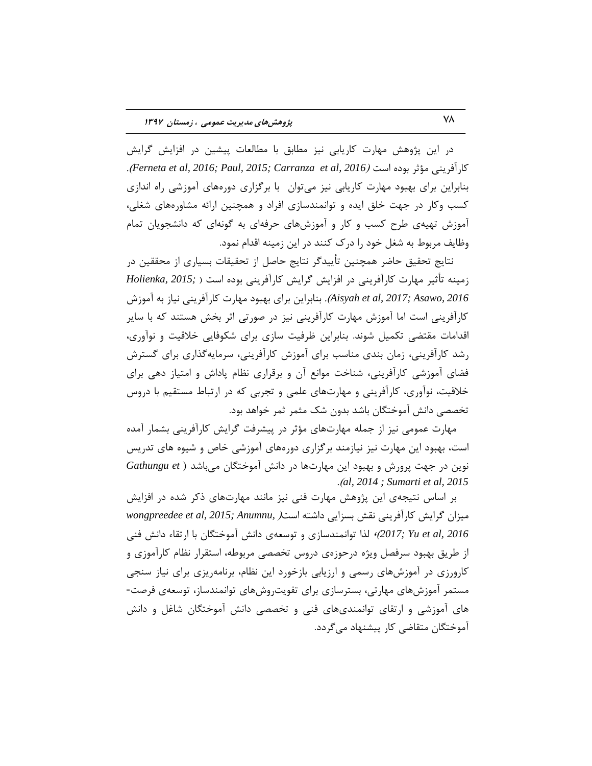در این پژوهش مهارت کاریابی نیز مطابق با مطالعات پیشین در افزایش گرایش کارآفرینی مؤثر بوده است *(Ferneta et al, 2016; Paul, 2015; Carranza et al, 2016)*. بنابراین برای بهبود مهارت کاریابی نیز می‌توان با برگزاری دوره‌های آموزشی راه اندازی کسب وکار در جهت خلق ایده و توانمندسازی افراد و همچنین ارائه مشاوره‌های شغلی، آموزش تهیه‌ی طرح کسب و کار و آموزش‌های حرفه‌ای به گونه‌ای که دانشجویان تمام وظایف مربوط به شغل خود را درک کنند در این زمینه اقدام نمود.

نتایج تحقیق حاضر همچنین تأییدگر نتایج حاصل از تحقیقات بسیاری از محققین در زمینه تأثیر مهارت کارآفرینی در افزایش گرایش کارآفرینی بوده است ( *Holienka, 2015; Aisyah et al, 2017; Asawo, 2016)*. بنابراین برای بهبود مهارت کارآفرینی نیاز به آموزش کارآفرینی است اما آموزش مهارت کارآفرینی نیز در صورتی اثر بخش هستند که با سایر اقدامات مقتضی تکمیل شوند. بنابراین ظرفیت سازی برای شکوفایی خلاقیت و نوآوری، رشد کارآفرینی، زمان بندی مناسب برای آموزش کارآفرینی، سرمایه‌گذاری برای گسترش فضای آموزشی کارآفرینی، شناخت موانع آن و برقراری نظام پاداش و امتیاز دهی برای خلاقیت، نوآوری، کارآفرینی و مهارت‌های علمی و تجربی که در ارتباط مستقیم با دروس تخصصی دانش آموختگان باشد بدون شک مثمر ثمر خواهد بود.

مهارت عمومی نیز از جمله مهارت‌های مؤثر در پیشرفت گرایش کارآفرینی بشمار آمده است، بهبود این مهارت نیز نیازمند برگزاری دوره‌های آموزشی خاص و شیوه های تدریس نوین در جهت پرورش و بهبود این مهارت‌ها در دانش آموختگان می‌باشد ( *Gathungu et al, 2014 ; Sumarti et al, 2015)*.

بر اساس نتیجه‌ی این پژوهش مهارت فنی نیز مانند مهارت‌های ذکر شده در افزایش میزان گرایش کارآفرینی نقش بسزایی داشته است( *wongpreedee et al, 2015; Anumnu, 2017; Yu et al, 2016*)، لذا توانمندسازی و توسعه‌ی دانش آموختگان با ارتقاء دانش فنی از طریق بهبود سرفصل ویژه درحوزه‌ی دروس تخصصی مربوطه، استقرار نظام کارآموزی و کارورزی در آموزش‌های رسمی و ارزیابی بازخورد این نظام، برنامه‌ریزی برای نیاز سنجی مستمر آموزش‌های مهارتی، بسترسازی برای تقویت‌روش‌های توانمندساز، توسعه‌ی فرصت‌های آموزشی و ارتقای توانمندی‌های فنی و تخصصی دانش آموختگان شاغل و دانش آموختگان متقاضی کار پیشنهاد می‌گردد.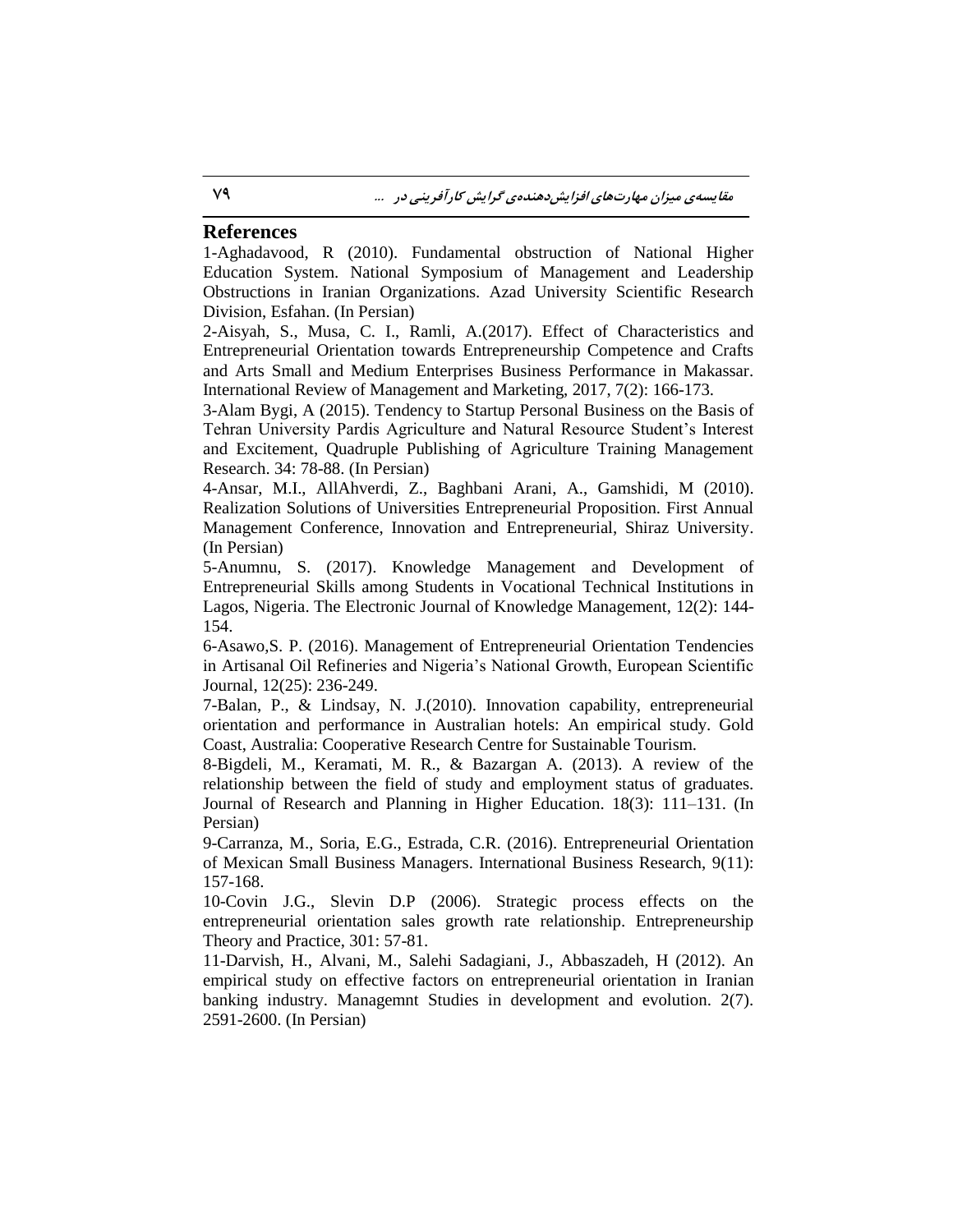## References

1-Aghadavood, R (2010). Fundamental obstruction of National Higher Education System. National Symposium of Management and Leadership Obstructions in Iranian Organizations. Azad University Scientific Research Division, Esfahan. (In Persian)

2-Aisyah, S., Musa, C. I., Ramli, A.(2017). Effect of Characteristics and Entrepreneurial Orientation towards Entrepreneurship Competence and Crafts and Arts Small and Medium Enterprises Business Performance in Makassar. International Review of Management and Marketing, 2017, 7(2): 166-173.

3-Alam Bygi, A (2015). Tendency to Startup Personal Business on the Basis of Tehran University Pardis Agriculture and Natural Resource Student's Interest and Excitement, Quadruple Publishing of Agriculture Training Management Research. 34: 78-88. (In Persian)

4-Ansar, M.I., AllAhverdi, Z., Baghbani Arani, A., Gamshidi, M (2010). Realization Solutions of Universities Entrepreneurial Proposition. First Annual Management Conference, Innovation and Entrepreneurial, Shiraz University. (In Persian)

5-Anumnu, S. (2017). Knowledge Management and Development of Entrepreneurial Skills among Students in Vocational Technical Institutions in Lagos, Nigeria. The Electronic Journal of Knowledge Management, 12(2): 144-154.

6-Asawo,S. P. (2016). Management of Entrepreneurial Orientation Tendencies in Artisanal Oil Refineries and Nigeria's National Growth, European Scientific Journal, 12(25): 236-249.

7-Balan, P., & Lindsay, N. J.(2010). Innovation capability, entrepreneurial orientation and performance in Australian hotels: An empirical study. Gold Coast, Australia: Cooperative Research Centre for Sustainable Tourism.

8-Bigdeli, M., Keramati, M. R., & Bazargan A. (2013). A review of the relationship between the field of study and employment status of graduates. Journal of Research and Planning in Higher Education. 18(3): 111–131. (In Persian)

9-Carranza, M., Soria, E.G., Estrada, C.R. (2016). Entrepreneurial Orientation of Mexican Small Business Managers. International Business Research, 9(11): 157-168.

10-Covin J.G., Slevin D.P (2006). Strategic process effects on the entrepreneurial orientation sales growth rate relationship. Entrepreneurship Theory and Practice, 301: 57-81.

11-Darvish, H., Alvani, M., Salehi Sadagiani, J., Abbaszadeh, H (2012). An empirical study on effective factors on entrepreneurial orientation in Iranian banking industry. Managemnt Studies in development and evolution. 2(7). 2591-2600. (In Persian)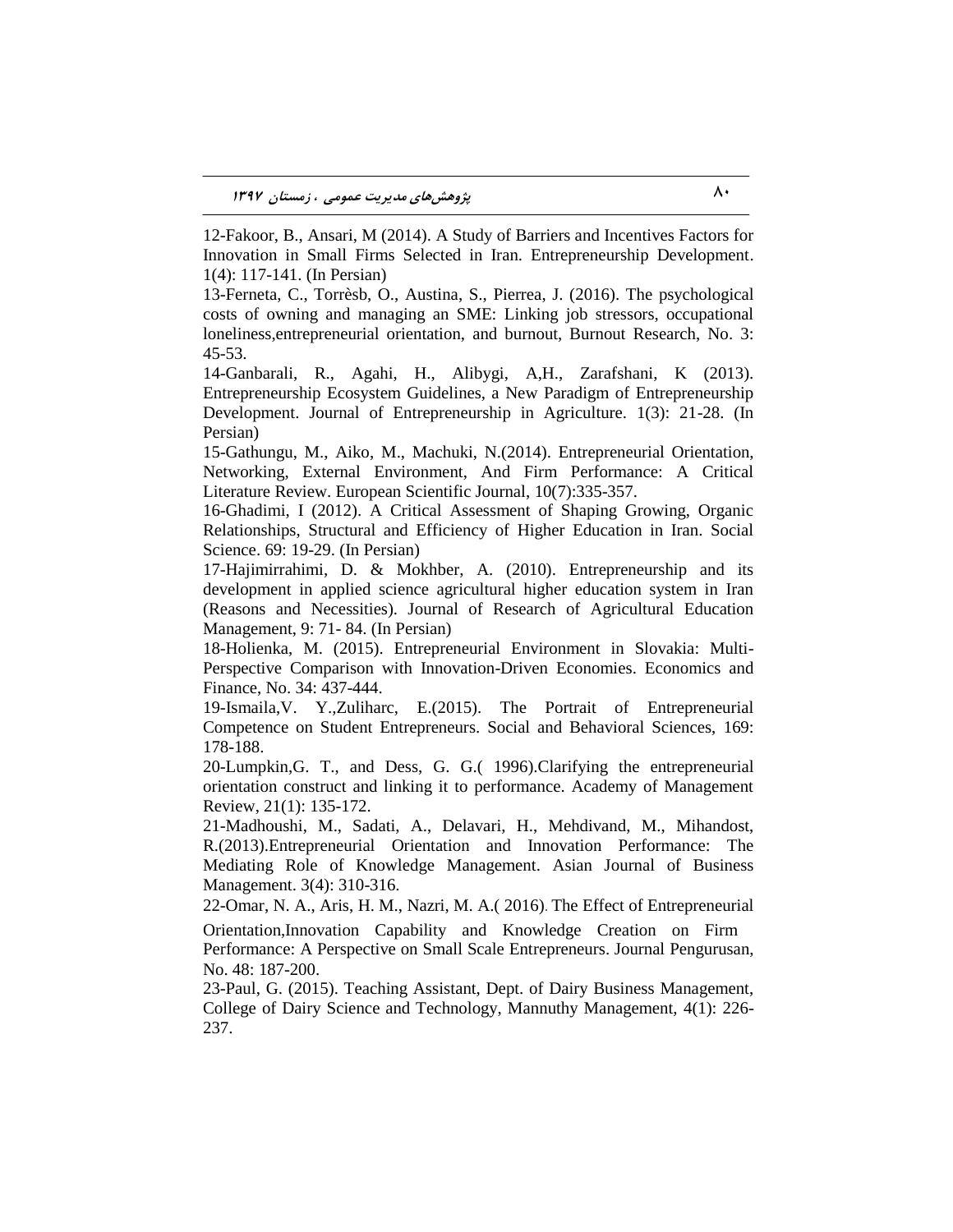12-Fakoor, B., Ansari, M (2014). A Study of Barriers and Incentives Factors for Innovation in Small Firms Selected in Iran. Entrepreneurship Development. 1(4): 117-141. (In Persian)

13-Ferneta, C., Torrèsb, O., Austina, S., Pierrea, J. (2016). The psychological costs of owning and managing an SME: Linking job stressors, occupational loneliness,entrepreneurial orientation, and burnout, Burnout Research, No. 3: 45-53.

14-Ganbarali, R., Agahi, H., Alibygi, A,H., Zarafshani, K (2013). Entrepreneurship Ecosystem Guidelines, a New Paradigm of Entrepreneurship Development. Journal of Entrepreneurship in Agriculture. 1(3): 21-28. (In Persian)

15-Gathungu, M., Aiko, M., Machuki, N.(2014). Entrepreneurial Orientation, Networking, External Environment, And Firm Performance: A Critical Literature Review. European Scientific Journal, 10(7):335-357.

16-Ghadimi, I (2012). A Critical Assessment of Shaping Growing, Organic Relationships, Structural and Efficiency of Higher Education in Iran. Social Science. 69: 19-29. (In Persian)

17-Hajimirrahimi, D. & Mokhber, A. (2010). Entrepreneurship and its development in applied science agricultural higher education system in Iran (Reasons and Necessities). Journal of Research of Agricultural Education Management, 9: 71- 84. (In Persian)

18-Holienka, M. (2015). Entrepreneurial Environment in Slovakia: Multi-Perspective Comparison with Innovation-Driven Economies. Economics and Finance, No. 34: 437-444.

19-Ismaila,V. Y.,Zuliharc, E.(2015). The Portrait of Entrepreneurial Competence on Student Entrepreneurs. Social and Behavioral Sciences, 169: 178-188.

20-Lumpkin,G. T., and Dess, G. G.( 1996).Clarifying the entrepreneurial orientation construct and linking it to performance. Academy of Management Review, 21(1): 135-172.

21-Madhoushi, M., Sadati, A., Delavari, H., Mehdivand, M., Mihandost, R.(2013).Entrepreneurial Orientation and Innovation Performance: The Mediating Role of Knowledge Management. Asian Journal of Business Management. 3(4): 310-316.

22-Omar, N. A., Aris, H. M., Nazri, M. A.( 2016). The Effect of Entrepreneurial Orientation,Innovation Capability and Knowledge Creation on Firm Performance: A Perspective on Small Scale Entrepreneurs. Journal Pengurusan, No. 48: 187-200.

23-Paul, G. (2015). Teaching Assistant, Dept. of Dairy Business Management, College of Dairy Science and Technology, Mannuthy Management, 4(1): 226-237.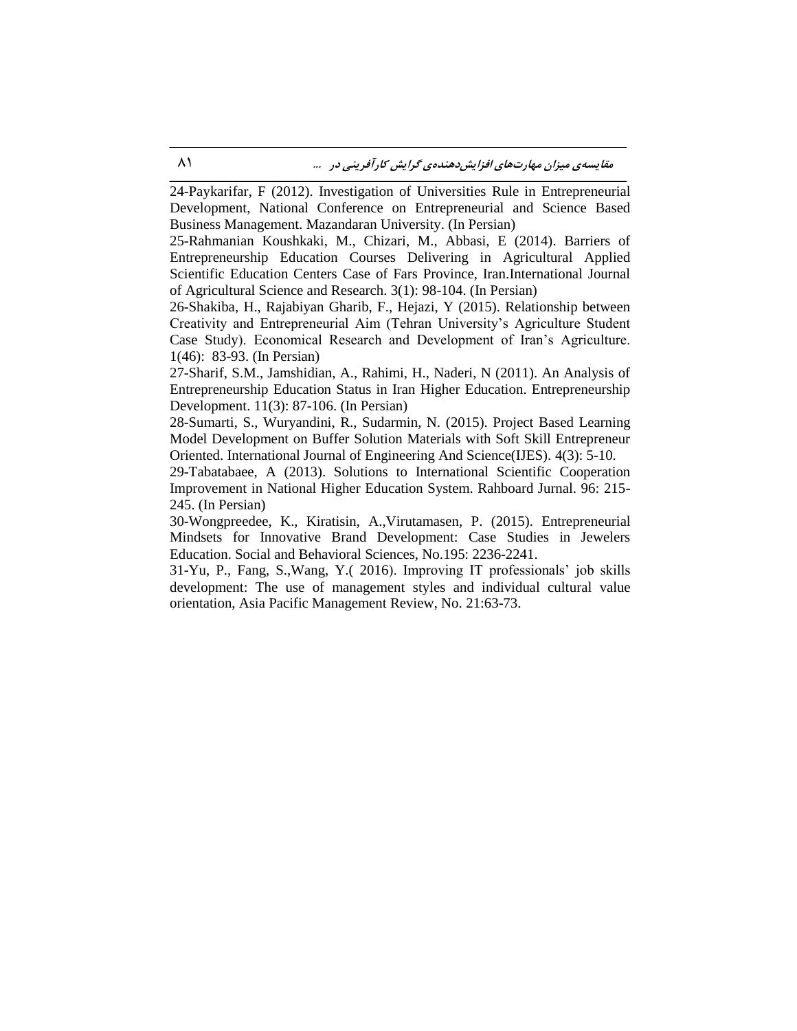24-Paykarifar, F (2012). Investigation of Universities Rule in Entrepreneurial Development, National Conference on Entrepreneurial and Science Based Business Management. Mazandaran University. (In Persian)

25-Rahmanian Koushkaki, M., Chizari, M., Abbasi, E (2014). Barriers of Entrepreneurship Education Courses Delivering in Agricultural Applied Scientific Education Centers Case of Fars Province, Iran.International Journal of Agricultural Science and Research. 3(1): 98-104. (In Persian)

26-Shakiba, H., Rajabiyan Gharib, F., Hejazi, Y (2015). Relationship between Creativity and Entrepreneurial Aim (Tehran University's Agriculture Student Case Study). Economical Research and Development of Iran's Agriculture. 1(46): 83-93. (In Persian)

27-Sharif, S.M., Jamshidian, A., Rahimi, H., Naderi, N (2011). An Analysis of Entrepreneurship Education Status in Iran Higher Education. Entrepreneurship Development. 11(3): 87-106. (In Persian)

28-Sumarti, S., Wuryandini, R., Sudarmin, N. (2015). Project Based Learning Model Development on Buffer Solution Materials with Soft Skill Entrepreneur Oriented. International Journal of Engineering And Science(IJES). 4(3): 5-10.

29-Tabatabaee, A (2013). Solutions to International Scientific Cooperation Improvement in National Higher Education System. Rahboard Jurnal. 96: 215-245. (In Persian)

30-Wongpreedee, K., Kiratisin, A.,Virutamasen, P. (2015). Entrepreneurial Mindsets for Innovative Brand Development: Case Studies in Jewelers Education. Social and Behavioral Sciences, No.195: 2236-2241.

31-Yu, P., Fang, S.,Wang, Y.( 2016). Improving IT professionals' job skills development: The use of management styles and individual cultural value orientation, Asia Pacific Management Review, No. 21:63-73.